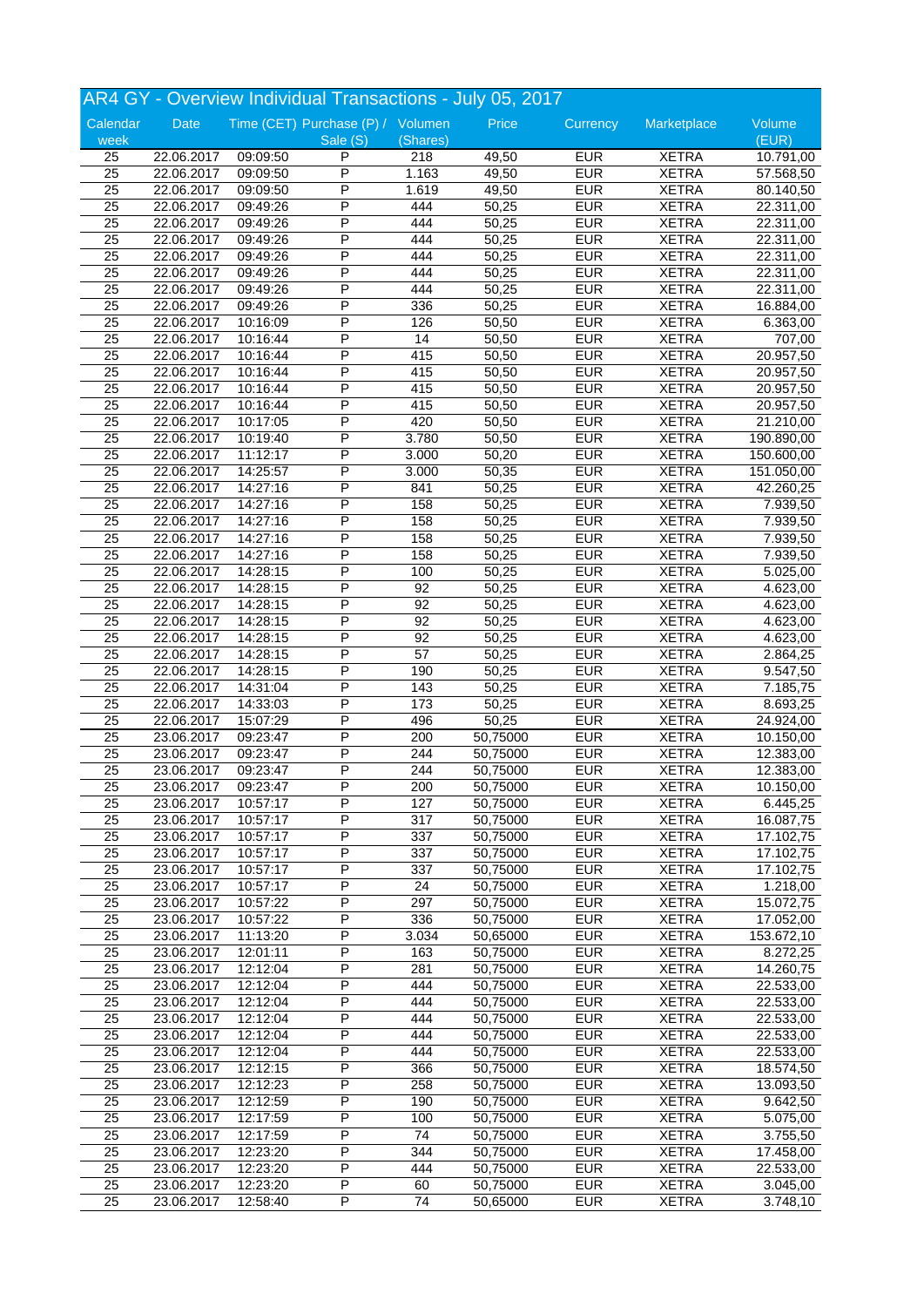# AR4 GY - Overview Individual Transactions - July 05, 2017

| Calendar week | Date | Time (CET) | Purchase (P) / Sale (S) | Volumen (Shares) | Price | Currency | Marketplace | Volume (EUR) |
|---|---|---|---|---|---|---|---|---|
| 25 | 22.06.2017 | 09:09:50 | P | 218 | 49,50 | EUR | XETRA | 10.791,00 |
| 25 | 22.06.2017 | 09:09:50 | P | 1.163 | 49,50 | EUR | XETRA | 57.568,50 |
| 25 | 22.06.2017 | 09:09:50 | P | 1.619 | 49,50 | EUR | XETRA | 80.140,50 |
| 25 | 22.06.2017 | 09:49:26 | P | 444 | 50,25 | EUR | XETRA | 22.311,00 |
| 25 | 22.06.2017 | 09:49:26 | P | 444 | 50,25 | EUR | XETRA | 22.311,00 |
| 25 | 22.06.2017 | 09:49:26 | P | 444 | 50,25 | EUR | XETRA | 22.311,00 |
| 25 | 22.06.2017 | 09:49:26 | P | 444 | 50,25 | EUR | XETRA | 22.311,00 |
| 25 | 22.06.2017 | 09:49:26 | P | 444 | 50,25 | EUR | XETRA | 22.311,00 |
| 25 | 22.06.2017 | 09:49:26 | P | 444 | 50,25 | EUR | XETRA | 22.311,00 |
| 25 | 22.06.2017 | 09:49:26 | P | 336 | 50,25 | EUR | XETRA | 16.884,00 |
| 25 | 22.06.2017 | 10:16:09 | P | 126 | 50,50 | EUR | XETRA | 6.363,00 |
| 25 | 22.06.2017 | 10:16:44 | P | 14 | 50,50 | EUR | XETRA | 707,00 |
| 25 | 22.06.2017 | 10:16:44 | P | 415 | 50,50 | EUR | XETRA | 20.957,50 |
| 25 | 22.06.2017 | 10:16:44 | P | 415 | 50,50 | EUR | XETRA | 20.957,50 |
| 25 | 22.06.2017 | 10:16:44 | P | 415 | 50,50 | EUR | XETRA | 20.957,50 |
| 25 | 22.06.2017 | 10:16:44 | P | 415 | 50,50 | EUR | XETRA | 20.957,50 |
| 25 | 22.06.2017 | 10:17:05 | P | 420 | 50,50 | EUR | XETRA | 21.210,00 |
| 25 | 22.06.2017 | 10:19:40 | P | 3.780 | 50,50 | EUR | XETRA | 190.890,00 |
| 25 | 22.06.2017 | 11:12:17 | P | 3.000 | 50,20 | EUR | XETRA | 150.600,00 |
| 25 | 22.06.2017 | 14:25:57 | P | 3.000 | 50,35 | EUR | XETRA | 151.050,00 |
| 25 | 22.06.2017 | 14:27:16 | P | 841 | 50,25 | EUR | XETRA | 42.260,25 |
| 25 | 22.06.2017 | 14:27:16 | P | 158 | 50,25 | EUR | XETRA | 7.939,50 |
| 25 | 22.06.2017 | 14:27:16 | P | 158 | 50,25 | EUR | XETRA | 7.939,50 |
| 25 | 22.06.2017 | 14:27:16 | P | 158 | 50,25 | EUR | XETRA | 7.939,50 |
| 25 | 22.06.2017 | 14:27:16 | P | 158 | 50,25 | EUR | XETRA | 7.939,50 |
| 25 | 22.06.2017 | 14:28:15 | P | 100 | 50,25 | EUR | XETRA | 5.025,00 |
| 25 | 22.06.2017 | 14:28:15 | P | 92 | 50,25 | EUR | XETRA | 4.623,00 |
| 25 | 22.06.2017 | 14:28:15 | P | 92 | 50,25 | EUR | XETRA | 4.623,00 |
| 25 | 22.06.2017 | 14:28:15 | P | 92 | 50,25 | EUR | XETRA | 4.623,00 |
| 25 | 22.06.2017 | 14:28:15 | P | 92 | 50,25 | EUR | XETRA | 4.623,00 |
| 25 | 22.06.2017 | 14:28:15 | P | 57 | 50,25 | EUR | XETRA | 2.864,25 |
| 25 | 22.06.2017 | 14:28:15 | P | 190 | 50,25 | EUR | XETRA | 9.547,50 |
| 25 | 22.06.2017 | 14:31:04 | P | 143 | 50,25 | EUR | XETRA | 7.185,75 |
| 25 | 22.06.2017 | 14:33:03 | P | 173 | 50,25 | EUR | XETRA | 8.693,25 |
| 25 | 22.06.2017 | 15:07:29 | P | 496 | 50,25 | EUR | XETRA | 24.924,00 |
| 25 | 23.06.2017 | 09:23:47 | P | 200 | 50,75000 | EUR | XETRA | 10.150,00 |
| 25 | 23.06.2017 | 09:23:47 | P | 244 | 50,75000 | EUR | XETRA | 12.383,00 |
| 25 | 23.06.2017 | 09:23:47 | P | 244 | 50,75000 | EUR | XETRA | 12.383,00 |
| 25 | 23.06.2017 | 09:23:47 | P | 200 | 50,75000 | EUR | XETRA | 10.150,00 |
| 25 | 23.06.2017 | 10:57:17 | P | 127 | 50,75000 | EUR | XETRA | 6.445,25 |
| 25 | 23.06.2017 | 10:57:17 | P | 317 | 50,75000 | EUR | XETRA | 16.087,75 |
| 25 | 23.06.2017 | 10:57:17 | P | 337 | 50,75000 | EUR | XETRA | 17.102,75 |
| 25 | 23.06.2017 | 10:57:17 | P | 337 | 50,75000 | EUR | XETRA | 17.102,75 |
| 25 | 23.06.2017 | 10:57:17 | P | 337 | 50,75000 | EUR | XETRA | 17.102,75 |
| 25 | 23.06.2017 | 10:57:17 | P | 24 | 50,75000 | EUR | XETRA | 1.218,00 |
| 25 | 23.06.2017 | 10:57:22 | P | 297 | 50,75000 | EUR | XETRA | 15.072,75 |
| 25 | 23.06.2017 | 10:57:22 | P | 336 | 50,75000 | EUR | XETRA | 17.052,00 |
| 25 | 23.06.2017 | 11:13:20 | P | 3.034 | 50,65000 | EUR | XETRA | 153.672,10 |
| 25 | 23.06.2017 | 12:01:11 | P | 163 | 50,75000 | EUR | XETRA | 8.272,25 |
| 25 | 23.06.2017 | 12:12:04 | P | 281 | 50,75000 | EUR | XETRA | 14.260,75 |
| 25 | 23.06.2017 | 12:12:04 | P | 444 | 50,75000 | EUR | XETRA | 22.533,00 |
| 25 | 23.06.2017 | 12:12:04 | P | 444 | 50,75000 | EUR | XETRA | 22.533,00 |
| 25 | 23.06.2017 | 12:12:04 | P | 444 | 50,75000 | EUR | XETRA | 22.533,00 |
| 25 | 23.06.2017 | 12:12:04 | P | 444 | 50,75000 | EUR | XETRA | 22.533,00 |
| 25 | 23.06.2017 | 12:12:04 | P | 444 | 50,75000 | EUR | XETRA | 22.533,00 |
| 25 | 23.06.2017 | 12:12:15 | P | 366 | 50,75000 | EUR | XETRA | 18.574,50 |
| 25 | 23.06.2017 | 12:12:23 | P | 258 | 50,75000 | EUR | XETRA | 13.093,50 |
| 25 | 23.06.2017 | 12:12:59 | P | 190 | 50,75000 | EUR | XETRA | 9.642,50 |
| 25 | 23.06.2017 | 12:17:59 | P | 100 | 50,75000 | EUR | XETRA | 5.075,00 |
| 25 | 23.06.2017 | 12:17:59 | P | 74 | 50,75000 | EUR | XETRA | 3.755,50 |
| 25 | 23.06.2017 | 12:23:20 | P | 344 | 50,75000 | EUR | XETRA | 17.458,00 |
| 25 | 23.06.2017 | 12:23:20 | P | 444 | 50,75000 | EUR | XETRA | 22.533,00 |
| 25 | 23.06.2017 | 12:23:20 | P | 60 | 50,75000 | EUR | XETRA | 3.045,00 |
| 25 | 23.06.2017 | 12:58:40 | P | 74 | 50,65000 | EUR | XETRA | 3.748,10 |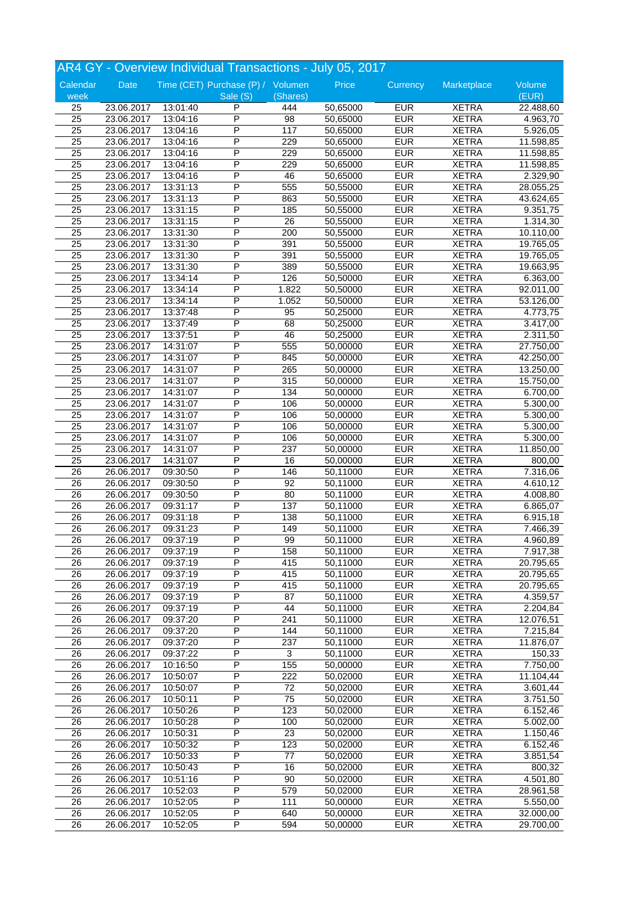## AR4 GY - Overview Individual Transactions - July 05, 2017

| Calendar week | Date | Time (CET) | Purchase (P) / Sale (S) | Volumen (Shares) | Price | Currency | Marketplace | Volume (EUR) |
|---|---|---|---|---|---|---|---|---|
| 25 | 23.06.2017 | 13:01:40 | P | 444 | 50,65000 | EUR | XETRA | 22.488,60 |
| 25 | 23.06.2017 | 13:04:16 | P | 98 | 50,65000 | EUR | XETRA | 4.963,70 |
| 25 | 23.06.2017 | 13:04:16 | P | 117 | 50,65000 | EUR | XETRA | 5.926,05 |
| 25 | 23.06.2017 | 13:04:16 | P | 229 | 50,65000 | EUR | XETRA | 11.598,85 |
| 25 | 23.06.2017 | 13:04:16 | P | 229 | 50,65000 | EUR | XETRA | 11.598,85 |
| 25 | 23.06.2017 | 13:04:16 | P | 229 | 50,65000 | EUR | XETRA | 11.598,85 |
| 25 | 23.06.2017 | 13:04:16 | P | 46 | 50,65000 | EUR | XETRA | 2.329,90 |
| 25 | 23.06.2017 | 13:31:13 | P | 555 | 50,55000 | EUR | XETRA | 28.055,25 |
| 25 | 23.06.2017 | 13:31:13 | P | 863 | 50,55000 | EUR | XETRA | 43.624,65 |
| 25 | 23.06.2017 | 13:31:15 | P | 185 | 50,55000 | EUR | XETRA | 9.351,75 |
| 25 | 23.06.2017 | 13:31:15 | P | 26 | 50,55000 | EUR | XETRA | 1.314,30 |
| 25 | 23.06.2017 | 13:31:30 | P | 200 | 50,55000 | EUR | XETRA | 10.110,00 |
| 25 | 23.06.2017 | 13:31:30 | P | 391 | 50,55000 | EUR | XETRA | 19.765,05 |
| 25 | 23.06.2017 | 13:31:30 | P | 391 | 50,55000 | EUR | XETRA | 19.765,05 |
| 25 | 23.06.2017 | 13:31:30 | P | 389 | 50,55000 | EUR | XETRA | 19.663,95 |
| 25 | 23.06.2017 | 13:34:14 | P | 126 | 50,50000 | EUR | XETRA | 6.363,00 |
| 25 | 23.06.2017 | 13:34:14 | P | 1.822 | 50,50000 | EUR | XETRA | 92.011,00 |
| 25 | 23.06.2017 | 13:34:14 | P | 1.052 | 50,50000 | EUR | XETRA | 53.126,00 |
| 25 | 23.06.2017 | 13:37:48 | P | 95 | 50,25000 | EUR | XETRA | 4.773,75 |
| 25 | 23.06.2017 | 13:37:49 | P | 68 | 50,25000 | EUR | XETRA | 3.417,00 |
| 25 | 23.06.2017 | 13:37:51 | P | 46 | 50,25000 | EUR | XETRA | 2.311,50 |
| 25 | 23.06.2017 | 14:31:07 | P | 555 | 50,00000 | EUR | XETRA | 27.750,00 |
| 25 | 23.06.2017 | 14:31:07 | P | 845 | 50,00000 | EUR | XETRA | 42.250,00 |
| 25 | 23.06.2017 | 14:31:07 | P | 265 | 50,00000 | EUR | XETRA | 13.250,00 |
| 25 | 23.06.2017 | 14:31:07 | P | 315 | 50,00000 | EUR | XETRA | 15.750,00 |
| 25 | 23.06.2017 | 14:31:07 | P | 134 | 50,00000 | EUR | XETRA | 6.700,00 |
| 25 | 23.06.2017 | 14:31:07 | P | 106 | 50,00000 | EUR | XETRA | 5.300,00 |
| 25 | 23.06.2017 | 14:31:07 | P | 106 | 50,00000 | EUR | XETRA | 5.300,00 |
| 25 | 23.06.2017 | 14:31:07 | P | 106 | 50,00000 | EUR | XETRA | 5.300,00 |
| 25 | 23.06.2017 | 14:31:07 | P | 106 | 50,00000 | EUR | XETRA | 5.300,00 |
| 25 | 23.06.2017 | 14:31:07 | P | 237 | 50,00000 | EUR | XETRA | 11.850,00 |
| 25 | 23.06.2017 | 14:31:07 | P | 16 | 50,00000 | EUR | XETRA | 800,00 |
| 26 | 26.06.2017 | 09:30:50 | P | 146 | 50,11000 | EUR | XETRA | 7.316,06 |
| 26 | 26.06.2017 | 09:30:50 | P | 92 | 50,11000 | EUR | XETRA | 4.610,12 |
| 26 | 26.06.2017 | 09:30:50 | P | 80 | 50,11000 | EUR | XETRA | 4.008,80 |
| 26 | 26.06.2017 | 09:31:17 | P | 137 | 50,11000 | EUR | XETRA | 6.865,07 |
| 26 | 26.06.2017 | 09:31:18 | P | 138 | 50,11000 | EUR | XETRA | 6.915,18 |
| 26 | 26.06.2017 | 09:31:23 | P | 149 | 50,11000 | EUR | XETRA | 7.466,39 |
| 26 | 26.06.2017 | 09:37:19 | P | 99 | 50,11000 | EUR | XETRA | 4.960,89 |
| 26 | 26.06.2017 | 09:37:19 | P | 158 | 50,11000 | EUR | XETRA | 7.917,38 |
| 26 | 26.06.2017 | 09:37:19 | P | 415 | 50,11000 | EUR | XETRA | 20.795,65 |
| 26 | 26.06.2017 | 09:37:19 | P | 415 | 50,11000 | EUR | XETRA | 20.795,65 |
| 26 | 26.06.2017 | 09:37:19 | P | 415 | 50,11000 | EUR | XETRA | 20.795,65 |
| 26 | 26.06.2017 | 09:37:19 | P | 87 | 50,11000 | EUR | XETRA | 4.359,57 |
| 26 | 26.06.2017 | 09:37:19 | P | 44 | 50,11000 | EUR | XETRA | 2.204,84 |
| 26 | 26.06.2017 | 09:37:20 | P | 241 | 50,11000 | EUR | XETRA | 12.076,51 |
| 26 | 26.06.2017 | 09:37:20 | P | 144 | 50,11000 | EUR | XETRA | 7.215,84 |
| 26 | 26.06.2017 | 09:37:20 | P | 237 | 50,11000 | EUR | XETRA | 11.876,07 |
| 26 | 26.06.2017 | 09:37:22 | P | 3 | 50,11000 | EUR | XETRA | 150,33 |
| 26 | 26.06.2017 | 10:16:50 | P | 155 | 50,00000 | EUR | XETRA | 7.750,00 |
| 26 | 26.06.2017 | 10:50:07 | P | 222 | 50,02000 | EUR | XETRA | 11.104,44 |
| 26 | 26.06.2017 | 10:50:07 | P | 72 | 50,02000 | EUR | XETRA | 3.601,44 |
| 26 | 26.06.2017 | 10:50:11 | P | 75 | 50,02000 | EUR | XETRA | 3.751,50 |
| 26 | 26.06.2017 | 10:50:26 | P | 123 | 50,02000 | EUR | XETRA | 6.152,46 |
| 26 | 26.06.2017 | 10:50:28 | P | 100 | 50,02000 | EUR | XETRA | 5.002,00 |
| 26 | 26.06.2017 | 10:50:31 | P | 23 | 50,02000 | EUR | XETRA | 1.150,46 |
| 26 | 26.06.2017 | 10:50:32 | P | 123 | 50,02000 | EUR | XETRA | 6.152,46 |
| 26 | 26.06.2017 | 10:50:33 | P | 77 | 50,02000 | EUR | XETRA | 3.851,54 |
| 26 | 26.06.2017 | 10:50:43 | P | 16 | 50,02000 | EUR | XETRA | 800,32 |
| 26 | 26.06.2017 | 10:51:16 | P | 90 | 50,02000 | EUR | XETRA | 4.501,80 |
| 26 | 26.06.2017 | 10:52:03 | P | 579 | 50,02000 | EUR | XETRA | 28.961,58 |
| 26 | 26.06.2017 | 10:52:05 | P | 111 | 50,00000 | EUR | XETRA | 5.550,00 |
| 26 | 26.06.2017 | 10:52:05 | P | 640 | 50,00000 | EUR | XETRA | 32.000,00 |
| 26 | 26.06.2017 | 10:52:05 | P | 594 | 50,00000 | EUR | XETRA | 29.700,00 |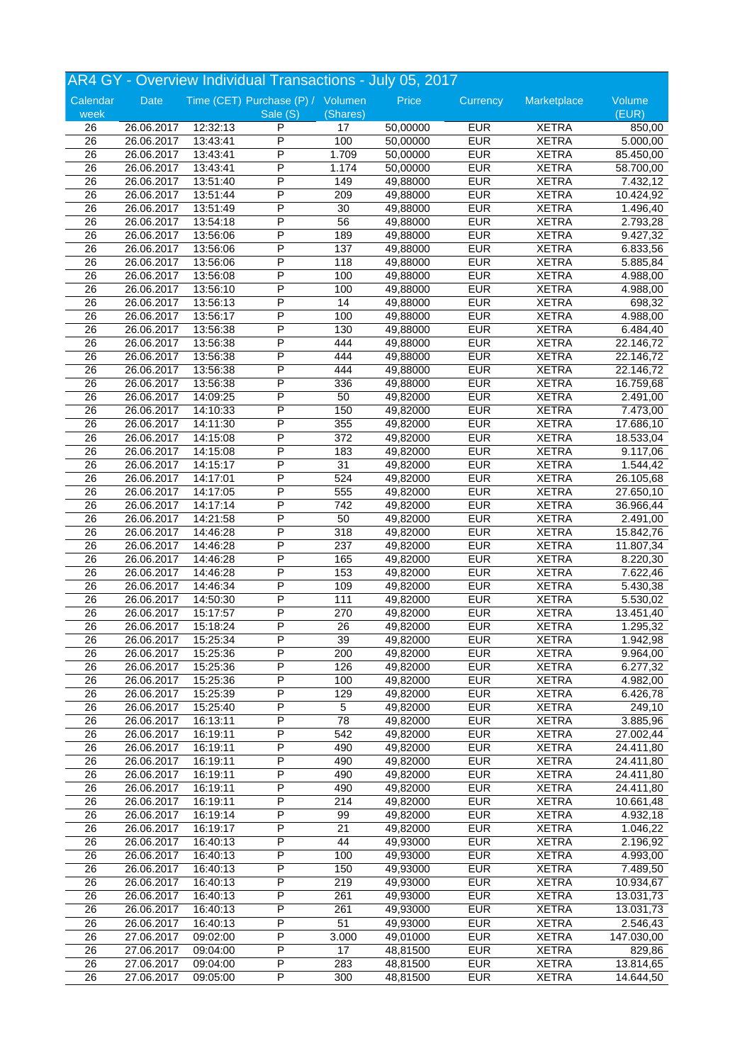# AR4 GY - Overview Individual Transactions - July 05, 2017

| Calendar week | Date | Time (CET) | Purchase (P) / Sale (S) | Volumen (Shares) | Price | Currency | Marketplace | Volume (EUR) |
|---|---|---|---|---|---|---|---|---|
| 26 | 26.06.2017 | 12:32:13 | P | 17 | 50,00000 | EUR | XETRA | 850,00 |
| 26 | 26.06.2017 | 13:43:41 | P | 100 | 50,00000 | EUR | XETRA | 5.000,00 |
| 26 | 26.06.2017 | 13:43:41 | P | 1.709 | 50,00000 | EUR | XETRA | 85.450,00 |
| 26 | 26.06.2017 | 13:43:41 | P | 1.174 | 50,00000 | EUR | XETRA | 58.700,00 |
| 26 | 26.06.2017 | 13:51:40 | P | 149 | 49,88000 | EUR | XETRA | 7.432,12 |
| 26 | 26.06.2017 | 13:51:44 | P | 209 | 49,88000 | EUR | XETRA | 10.424,92 |
| 26 | 26.06.2017 | 13:51:49 | P | 30 | 49,88000 | EUR | XETRA | 1.496,40 |
| 26 | 26.06.2017 | 13:54:18 | P | 56 | 49,88000 | EUR | XETRA | 2.793,28 |
| 26 | 26.06.2017 | 13:56:06 | P | 189 | 49,88000 | EUR | XETRA | 9.427,32 |
| 26 | 26.06.2017 | 13:56:06 | P | 137 | 49,88000 | EUR | XETRA | 6.833,56 |
| 26 | 26.06.2017 | 13:56:06 | P | 118 | 49,88000 | EUR | XETRA | 5.885,84 |
| 26 | 26.06.2017 | 13:56:08 | P | 100 | 49,88000 | EUR | XETRA | 4.988,00 |
| 26 | 26.06.2017 | 13:56:10 | P | 100 | 49,88000 | EUR | XETRA | 4.988,00 |
| 26 | 26.06.2017 | 13:56:13 | P | 14 | 49,88000 | EUR | XETRA | 698,32 |
| 26 | 26.06.2017 | 13:56:17 | P | 100 | 49,88000 | EUR | XETRA | 4.988,00 |
| 26 | 26.06.2017 | 13:56:38 | P | 130 | 49,88000 | EUR | XETRA | 6.484,40 |
| 26 | 26.06.2017 | 13:56:38 | P | 444 | 49,88000 | EUR | XETRA | 22.146,72 |
| 26 | 26.06.2017 | 13:56:38 | P | 444 | 49,88000 | EUR | XETRA | 22.146,72 |
| 26 | 26.06.2017 | 13:56:38 | P | 444 | 49,88000 | EUR | XETRA | 22.146,72 |
| 26 | 26.06.2017 | 13:56:38 | P | 336 | 49,88000 | EUR | XETRA | 16.759,68 |
| 26 | 26.06.2017 | 14:09:25 | P | 50 | 49,82000 | EUR | XETRA | 2.491,00 |
| 26 | 26.06.2017 | 14:10:33 | P | 150 | 49,82000 | EUR | XETRA | 7.473,00 |
| 26 | 26.06.2017 | 14:11:30 | P | 355 | 49,82000 | EUR | XETRA | 17.686,10 |
| 26 | 26.06.2017 | 14:15:08 | P | 372 | 49,82000 | EUR | XETRA | 18.533,04 |
| 26 | 26.06.2017 | 14:15:08 | P | 183 | 49,82000 | EUR | XETRA | 9.117,06 |
| 26 | 26.06.2017 | 14:15:17 | P | 31 | 49,82000 | EUR | XETRA | 1.544,42 |
| 26 | 26.06.2017 | 14:17:01 | P | 524 | 49,82000 | EUR | XETRA | 26.105,68 |
| 26 | 26.06.2017 | 14:17:05 | P | 555 | 49,82000 | EUR | XETRA | 27.650,10 |
| 26 | 26.06.2017 | 14:17:14 | P | 742 | 49,82000 | EUR | XETRA | 36.966,44 |
| 26 | 26.06.2017 | 14:21:58 | P | 50 | 49,82000 | EUR | XETRA | 2.491,00 |
| 26 | 26.06.2017 | 14:46:28 | P | 318 | 49,82000 | EUR | XETRA | 15.842,76 |
| 26 | 26.06.2017 | 14:46:28 | P | 237 | 49,82000 | EUR | XETRA | 11.807,34 |
| 26 | 26.06.2017 | 14:46:28 | P | 165 | 49,82000 | EUR | XETRA | 8.220,30 |
| 26 | 26.06.2017 | 14:46:28 | P | 153 | 49,82000 | EUR | XETRA | 7.622,46 |
| 26 | 26.06.2017 | 14:46:34 | P | 109 | 49,82000 | EUR | XETRA | 5.430,38 |
| 26 | 26.06.2017 | 14:50:30 | P | 111 | 49,82000 | EUR | XETRA | 5.530,02 |
| 26 | 26.06.2017 | 15:17:57 | P | 270 | 49,82000 | EUR | XETRA | 13.451,40 |
| 26 | 26.06.2017 | 15:18:24 | P | 26 | 49,82000 | EUR | XETRA | 1.295,32 |
| 26 | 26.06.2017 | 15:25:34 | P | 39 | 49,82000 | EUR | XETRA | 1.942,98 |
| 26 | 26.06.2017 | 15:25:36 | P | 200 | 49,82000 | EUR | XETRA | 9.964,00 |
| 26 | 26.06.2017 | 15:25:36 | P | 126 | 49,82000 | EUR | XETRA | 6.277,32 |
| 26 | 26.06.2017 | 15:25:36 | P | 100 | 49,82000 | EUR | XETRA | 4.982,00 |
| 26 | 26.06.2017 | 15:25:39 | P | 129 | 49,82000 | EUR | XETRA | 6.426,78 |
| 26 | 26.06.2017 | 15:25:40 | P | 5 | 49,82000 | EUR | XETRA | 249,10 |
| 26 | 26.06.2017 | 16:13:11 | P | 78 | 49,82000 | EUR | XETRA | 3.885,96 |
| 26 | 26.06.2017 | 16:19:11 | P | 542 | 49,82000 | EUR | XETRA | 27.002,44 |
| 26 | 26.06.2017 | 16:19:11 | P | 490 | 49,82000 | EUR | XETRA | 24.411,80 |
| 26 | 26.06.2017 | 16:19:11 | P | 490 | 49,82000 | EUR | XETRA | 24.411,80 |
| 26 | 26.06.2017 | 16:19:11 | P | 490 | 49,82000 | EUR | XETRA | 24.411,80 |
| 26 | 26.06.2017 | 16:19:11 | P | 490 | 49,82000 | EUR | XETRA | 24.411,80 |
| 26 | 26.06.2017 | 16:19:11 | P | 214 | 49,82000 | EUR | XETRA | 10.661,48 |
| 26 | 26.06.2017 | 16:19:14 | P | 99 | 49,82000 | EUR | XETRA | 4.932,18 |
| 26 | 26.06.2017 | 16:19:17 | P | 21 | 49,82000 | EUR | XETRA | 1.046,22 |
| 26 | 26.06.2017 | 16:40:13 | P | 44 | 49,93000 | EUR | XETRA | 2.196,92 |
| 26 | 26.06.2017 | 16:40:13 | P | 100 | 49,93000 | EUR | XETRA | 4.993,00 |
| 26 | 26.06.2017 | 16:40:13 | P | 150 | 49,93000 | EUR | XETRA | 7.489,50 |
| 26 | 26.06.2017 | 16:40:13 | P | 219 | 49,93000 | EUR | XETRA | 10.934,67 |
| 26 | 26.06.2017 | 16:40:13 | P | 261 | 49,93000 | EUR | XETRA | 13.031,73 |
| 26 | 26.06.2017 | 16:40:13 | P | 261 | 49,93000 | EUR | XETRA | 13.031,73 |
| 26 | 26.06.2017 | 16:40:13 | P | 51 | 49,93000 | EUR | XETRA | 2.546,43 |
| 26 | 27.06.2017 | 09:02:00 | P | 3.000 | 49,01000 | EUR | XETRA | 147.030,00 |
| 26 | 27.06.2017 | 09:04:00 | P | 17 | 48,81500 | EUR | XETRA | 829,86 |
| 26 | 27.06.2017 | 09:04:00 | P | 283 | 48,81500 | EUR | XETRA | 13.814,65 |
| 26 | 27.06.2017 | 09:05:00 | P | 300 | 48,81500 | EUR | XETRA | 14.644,50 |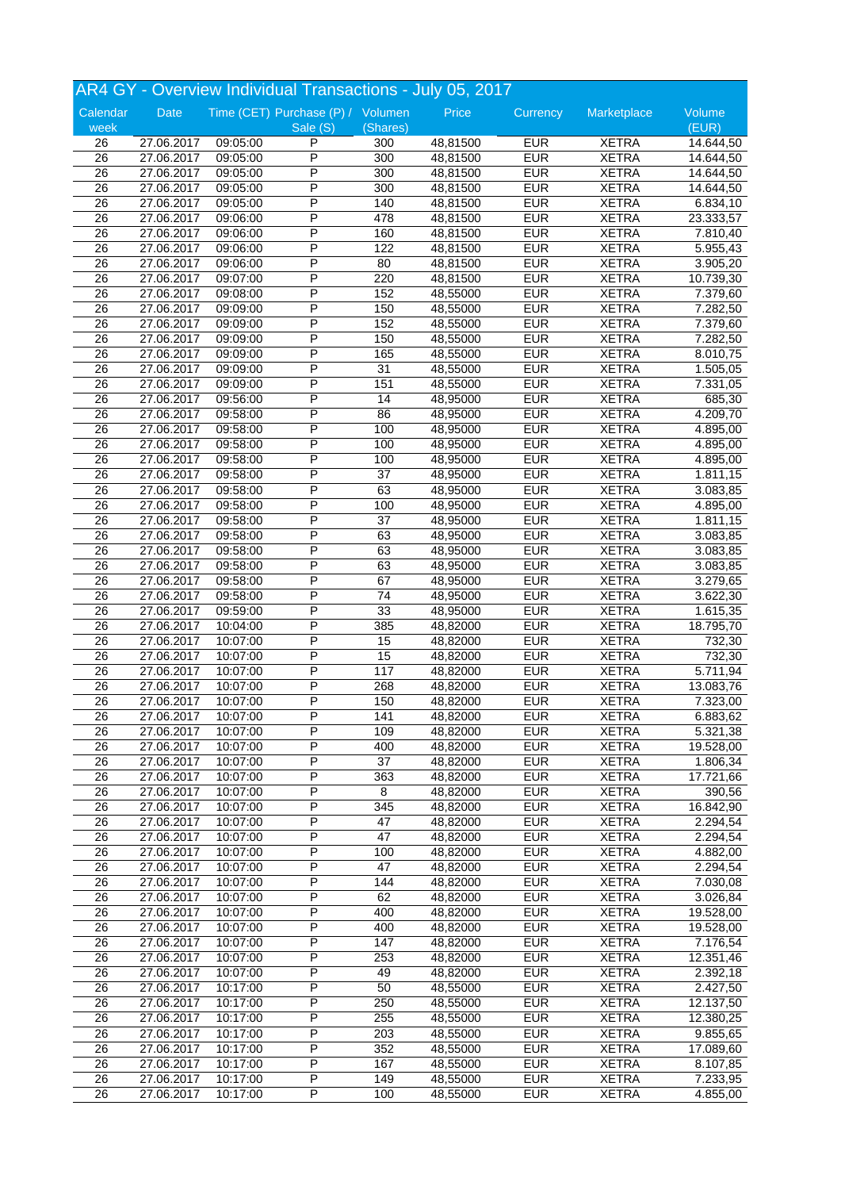## AR4 GY - Overview Individual Transactions - July 05, 2017

| Calendar week | Date | Time (CET) | Purchase (P) / Sale (S) | Volumen (Shares) | Price | Currency | Marketplace | Volume (EUR) |
|---|---|---|---|---|---|---|---|---|
| 26 | 27.06.2017 | 09:05:00 | P | 300 | 48,81500 | EUR | XETRA | 14.644,50 |
| 26 | 27.06.2017 | 09:05:00 | P | 300 | 48,81500 | EUR | XETRA | 14.644,50 |
| 26 | 27.06.2017 | 09:05:00 | P | 300 | 48,81500 | EUR | XETRA | 14.644,50 |
| 26 | 27.06.2017 | 09:05:00 | P | 300 | 48,81500 | EUR | XETRA | 14.644,50 |
| 26 | 27.06.2017 | 09:05:00 | P | 140 | 48,81500 | EUR | XETRA | 6.834,10 |
| 26 | 27.06.2017 | 09:06:00 | P | 478 | 48,81500 | EUR | XETRA | 23.333,57 |
| 26 | 27.06.2017 | 09:06:00 | P | 160 | 48,81500 | EUR | XETRA | 7.810,40 |
| 26 | 27.06.2017 | 09:06:00 | P | 122 | 48,81500 | EUR | XETRA | 5.955,43 |
| 26 | 27.06.2017 | 09:06:00 | P | 80 | 48,81500 | EUR | XETRA | 3.905,20 |
| 26 | 27.06.2017 | 09:07:00 | P | 220 | 48,81500 | EUR | XETRA | 10.739,30 |
| 26 | 27.06.2017 | 09:08:00 | P | 152 | 48,55000 | EUR | XETRA | 7.379,60 |
| 26 | 27.06.2017 | 09:09:00 | P | 150 | 48,55000 | EUR | XETRA | 7.282,50 |
| 26 | 27.06.2017 | 09:09:00 | P | 152 | 48,55000 | EUR | XETRA | 7.379,60 |
| 26 | 27.06.2017 | 09:09:00 | P | 150 | 48,55000 | EUR | XETRA | 7.282,50 |
| 26 | 27.06.2017 | 09:09:00 | P | 165 | 48,55000 | EUR | XETRA | 8.010,75 |
| 26 | 27.06.2017 | 09:09:00 | P | 31 | 48,55000 | EUR | XETRA | 1.505,05 |
| 26 | 27.06.2017 | 09:09:00 | P | 151 | 48,55000 | EUR | XETRA | 7.331,05 |
| 26 | 27.06.2017 | 09:56:00 | P | 14 | 48,95000 | EUR | XETRA | 685,30 |
| 26 | 27.06.2017 | 09:58:00 | P | 86 | 48,95000 | EUR | XETRA | 4.209,70 |
| 26 | 27.06.2017 | 09:58:00 | P | 100 | 48,95000 | EUR | XETRA | 4.895,00 |
| 26 | 27.06.2017 | 09:58:00 | P | 100 | 48,95000 | EUR | XETRA | 4.895,00 |
| 26 | 27.06.2017 | 09:58:00 | P | 100 | 48,95000 | EUR | XETRA | 4.895,00 |
| 26 | 27.06.2017 | 09:58:00 | P | 37 | 48,95000 | EUR | XETRA | 1.811,15 |
| 26 | 27.06.2017 | 09:58:00 | P | 63 | 48,95000 | EUR | XETRA | 3.083,85 |
| 26 | 27.06.2017 | 09:58:00 | P | 100 | 48,95000 | EUR | XETRA | 4.895,00 |
| 26 | 27.06.2017 | 09:58:00 | P | 37 | 48,95000 | EUR | XETRA | 1.811,15 |
| 26 | 27.06.2017 | 09:58:00 | P | 63 | 48,95000 | EUR | XETRA | 3.083,85 |
| 26 | 27.06.2017 | 09:58:00 | P | 63 | 48,95000 | EUR | XETRA | 3.083,85 |
| 26 | 27.06.2017 | 09:58:00 | P | 63 | 48,95000 | EUR | XETRA | 3.083,85 |
| 26 | 27.06.2017 | 09:58:00 | P | 67 | 48,95000 | EUR | XETRA | 3.279,65 |
| 26 | 27.06.2017 | 09:58:00 | P | 74 | 48,95000 | EUR | XETRA | 3.622,30 |
| 26 | 27.06.2017 | 09:59:00 | P | 33 | 48,95000 | EUR | XETRA | 1.615,35 |
| 26 | 27.06.2017 | 10:04:00 | P | 385 | 48,82000 | EUR | XETRA | 18.795,70 |
| 26 | 27.06.2017 | 10:07:00 | P | 15 | 48,82000 | EUR | XETRA | 732,30 |
| 26 | 27.06.2017 | 10:07:00 | P | 15 | 48,82000 | EUR | XETRA | 732,30 |
| 26 | 27.06.2017 | 10:07:00 | P | 117 | 48,82000 | EUR | XETRA | 5.711,94 |
| 26 | 27.06.2017 | 10:07:00 | P | 268 | 48,82000 | EUR | XETRA | 13.083,76 |
| 26 | 27.06.2017 | 10:07:00 | P | 150 | 48,82000 | EUR | XETRA | 7.323,00 |
| 26 | 27.06.2017 | 10:07:00 | P | 141 | 48,82000 | EUR | XETRA | 6.883,62 |
| 26 | 27.06.2017 | 10:07:00 | P | 109 | 48,82000 | EUR | XETRA | 5.321,38 |
| 26 | 27.06.2017 | 10:07:00 | P | 400 | 48,82000 | EUR | XETRA | 19.528,00 |
| 26 | 27.06.2017 | 10:07:00 | P | 37 | 48,82000 | EUR | XETRA | 1.806,34 |
| 26 | 27.06.2017 | 10:07:00 | P | 363 | 48,82000 | EUR | XETRA | 17.721,66 |
| 26 | 27.06.2017 | 10:07:00 | P | 8 | 48,82000 | EUR | XETRA | 390,56 |
| 26 | 27.06.2017 | 10:07:00 | P | 345 | 48,82000 | EUR | XETRA | 16.842,90 |
| 26 | 27.06.2017 | 10:07:00 | P | 47 | 48,82000 | EUR | XETRA | 2.294,54 |
| 26 | 27.06.2017 | 10:07:00 | P | 47 | 48,82000 | EUR | XETRA | 2.294,54 |
| 26 | 27.06.2017 | 10:07:00 | P | 100 | 48,82000 | EUR | XETRA | 4.882,00 |
| 26 | 27.06.2017 | 10:07:00 | P | 47 | 48,82000 | EUR | XETRA | 2.294,54 |
| 26 | 27.06.2017 | 10:07:00 | P | 144 | 48,82000 | EUR | XETRA | 7.030,08 |
| 26 | 27.06.2017 | 10:07:00 | P | 62 | 48,82000 | EUR | XETRA | 3.026,84 |
| 26 | 27.06.2017 | 10:07:00 | P | 400 | 48,82000 | EUR | XETRA | 19.528,00 |
| 26 | 27.06.2017 | 10:07:00 | P | 400 | 48,82000 | EUR | XETRA | 19.528,00 |
| 26 | 27.06.2017 | 10:07:00 | P | 147 | 48,82000 | EUR | XETRA | 7.176,54 |
| 26 | 27.06.2017 | 10:07:00 | P | 253 | 48,82000 | EUR | XETRA | 12.351,46 |
| 26 | 27.06.2017 | 10:07:00 | P | 49 | 48,82000 | EUR | XETRA | 2.392,18 |
| 26 | 27.06.2017 | 10:17:00 | P | 50 | 48,55000 | EUR | XETRA | 2.427,50 |
| 26 | 27.06.2017 | 10:17:00 | P | 250 | 48,55000 | EUR | XETRA | 12.137,50 |
| 26 | 27.06.2017 | 10:17:00 | P | 255 | 48,55000 | EUR | XETRA | 12.380,25 |
| 26 | 27.06.2017 | 10:17:00 | P | 203 | 48,55000 | EUR | XETRA | 9.855,65 |
| 26 | 27.06.2017 | 10:17:00 | P | 352 | 48,55000 | EUR | XETRA | 17.089,60 |
| 26 | 27.06.2017 | 10:17:00 | P | 167 | 48,55000 | EUR | XETRA | 8.107,85 |
| 26 | 27.06.2017 | 10:17:00 | P | 149 | 48,55000 | EUR | XETRA | 7.233,95 |
| 26 | 27.06.2017 | 10:17:00 | P | 100 | 48,55000 | EUR | XETRA | 4.855,00 |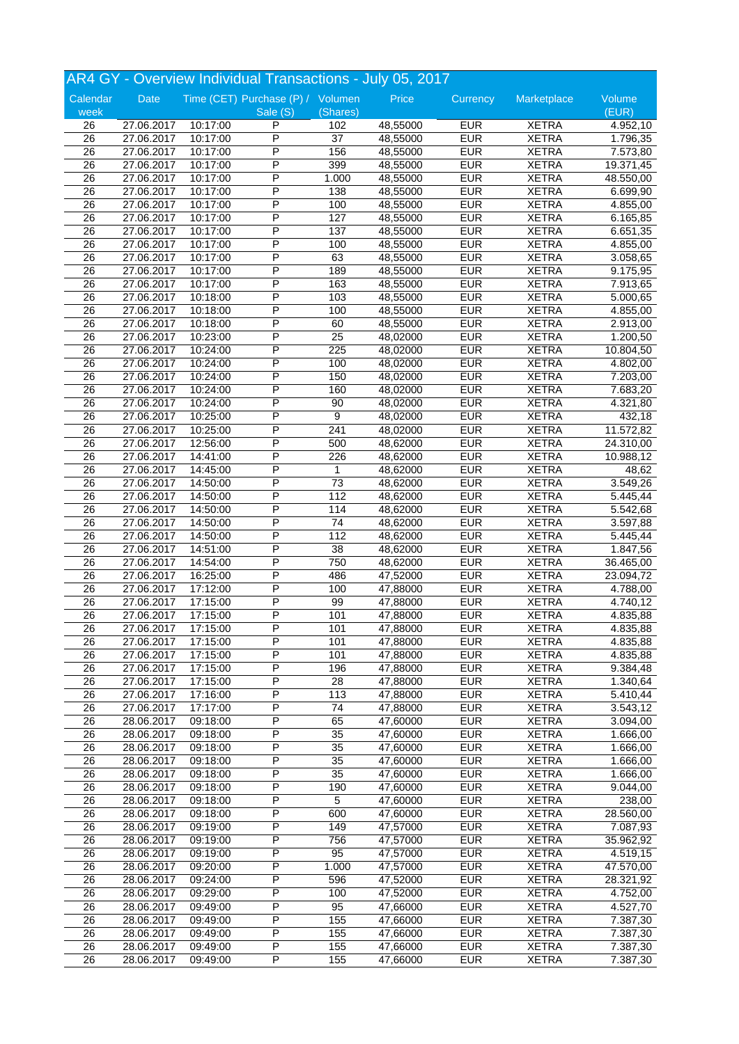## AR4 GY - Overview Individual Transactions - July 05, 2017

| Calendar week | Date | Time (CET) | Purchase (P) / Sale (S) | Volumen (Shares) | Price | Currency | Marketplace | Volume (EUR) |
|---|---|---|---|---|---|---|---|---|
| 26 | 27.06.2017 | 10:17:00 | P | 102 | 48,55000 | EUR | XETRA | 4.952,10 |
| 26 | 27.06.2017 | 10:17:00 | P | 37 | 48,55000 | EUR | XETRA | 1.796,35 |
| 26 | 27.06.2017 | 10:17:00 | P | 156 | 48,55000 | EUR | XETRA | 7.573,80 |
| 26 | 27.06.2017 | 10:17:00 | P | 399 | 48,55000 | EUR | XETRA | 19.371,45 |
| 26 | 27.06.2017 | 10:17:00 | P | 1.000 | 48,55000 | EUR | XETRA | 48.550,00 |
| 26 | 27.06.2017 | 10:17:00 | P | 138 | 48,55000 | EUR | XETRA | 6.699,90 |
| 26 | 27.06.2017 | 10:17:00 | P | 100 | 48,55000 | EUR | XETRA | 4.855,00 |
| 26 | 27.06.2017 | 10:17:00 | P | 127 | 48,55000 | EUR | XETRA | 6.165,85 |
| 26 | 27.06.2017 | 10:17:00 | P | 137 | 48,55000 | EUR | XETRA | 6.651,35 |
| 26 | 27.06.2017 | 10:17:00 | P | 100 | 48,55000 | EUR | XETRA | 4.855,00 |
| 26 | 27.06.2017 | 10:17:00 | P | 63 | 48,55000 | EUR | XETRA | 3.058,65 |
| 26 | 27.06.2017 | 10:17:00 | P | 189 | 48,55000 | EUR | XETRA | 9.175,95 |
| 26 | 27.06.2017 | 10:17:00 | P | 163 | 48,55000 | EUR | XETRA | 7.913,65 |
| 26 | 27.06.2017 | 10:17:00 | P | 103 | 48,55000 | EUR | XETRA | 5.000,65 |
| 26 | 27.06.2017 | 10:18:00 | P | 100 | 48,55000 | EUR | XETRA | 4.855,00 |
| 26 | 27.06.2017 | 10:18:00 | P | 60 | 48,55000 | EUR | XETRA | 2.913,00 |
| 26 | 27.06.2017 | 10:23:00 | P | 25 | 48,02000 | EUR | XETRA | 1.200,50 |
| 26 | 27.06.2017 | 10:24:00 | P | 225 | 48,02000 | EUR | XETRA | 10.804,50 |
| 26 | 27.06.2017 | 10:24:00 | P | 100 | 48,02000 | EUR | XETRA | 4.802,00 |
| 26 | 27.06.2017 | 10:24:00 | P | 150 | 48,02000 | EUR | XETRA | 7.203,00 |
| 26 | 27.06.2017 | 10:24:00 | P | 160 | 48,02000 | EUR | XETRA | 7.683,20 |
| 26 | 27.06.2017 | 10:24:00 | P | 90 | 48,02000 | EUR | XETRA | 4.321,80 |
| 26 | 27.06.2017 | 10:25:00 | P | 9 | 48,02000 | EUR | XETRA | 432,18 |
| 26 | 27.06.2017 | 10:25:00 | P | 241 | 48,02000 | EUR | XETRA | 11.572,82 |
| 26 | 27.06.2017 | 12:56:00 | P | 500 | 48,62000 | EUR | XETRA | 24.310,00 |
| 26 | 27.06.2017 | 14:41:00 | P | 226 | 48,62000 | EUR | XETRA | 10.988,12 |
| 26 | 27.06.2017 | 14:45:00 | P | 1 | 48,62000 | EUR | XETRA | 48,62 |
| 26 | 27.06.2017 | 14:50:00 | P | 73 | 48,62000 | EUR | XETRA | 3.549,26 |
| 26 | 27.06.2017 | 14:50:00 | P | 112 | 48,62000 | EUR | XETRA | 5.445,44 |
| 26 | 27.06.2017 | 14:50:00 | P | 114 | 48,62000 | EUR | XETRA | 5.542,68 |
| 26 | 27.06.2017 | 14:50:00 | P | 74 | 48,62000 | EUR | XETRA | 3.597,88 |
| 26 | 27.06.2017 | 14:50:00 | P | 112 | 48,62000 | EUR | XETRA | 5.445,44 |
| 26 | 27.06.2017 | 14:51:00 | P | 38 | 48,62000 | EUR | XETRA | 1.847,56 |
| 26 | 27.06.2017 | 14:54:00 | P | 750 | 48,62000 | EUR | XETRA | 36.465,00 |
| 26 | 27.06.2017 | 16:25:00 | P | 486 | 47,52000 | EUR | XETRA | 23.094,72 |
| 26 | 27.06.2017 | 17:12:00 | P | 100 | 47,88000 | EUR | XETRA | 4.788,00 |
| 26 | 27.06.2017 | 17:15:00 | P | 99 | 47,88000 | EUR | XETRA | 4.740,12 |
| 26 | 27.06.2017 | 17:15:00 | P | 101 | 47,88000 | EUR | XETRA | 4.835,88 |
| 26 | 27.06.2017 | 17:15:00 | P | 101 | 47,88000 | EUR | XETRA | 4.835,88 |
| 26 | 27.06.2017 | 17:15:00 | P | 101 | 47,88000 | EUR | XETRA | 4.835,88 |
| 26 | 27.06.2017 | 17:15:00 | P | 101 | 47,88000 | EUR | XETRA | 4.835,88 |
| 26 | 27.06.2017 | 17:15:00 | P | 196 | 47,88000 | EUR | XETRA | 9.384,48 |
| 26 | 27.06.2017 | 17:15:00 | P | 28 | 47,88000 | EUR | XETRA | 1.340,64 |
| 26 | 27.06.2017 | 17:16:00 | P | 113 | 47,88000 | EUR | XETRA | 5.410,44 |
| 26 | 27.06.2017 | 17:17:00 | P | 74 | 47,88000 | EUR | XETRA | 3.543,12 |
| 26 | 28.06.2017 | 09:18:00 | P | 65 | 47,60000 | EUR | XETRA | 3.094,00 |
| 26 | 28.06.2017 | 09:18:00 | P | 35 | 47,60000 | EUR | XETRA | 1.666,00 |
| 26 | 28.06.2017 | 09:18:00 | P | 35 | 47,60000 | EUR | XETRA | 1.666,00 |
| 26 | 28.06.2017 | 09:18:00 | P | 35 | 47,60000 | EUR | XETRA | 1.666,00 |
| 26 | 28.06.2017 | 09:18:00 | P | 35 | 47,60000 | EUR | XETRA | 1.666,00 |
| 26 | 28.06.2017 | 09:18:00 | P | 190 | 47,60000 | EUR | XETRA | 9.044,00 |
| 26 | 28.06.2017 | 09:18:00 | P | 5 | 47,60000 | EUR | XETRA | 238,00 |
| 26 | 28.06.2017 | 09:18:00 | P | 600 | 47,60000 | EUR | XETRA | 28.560,00 |
| 26 | 28.06.2017 | 09:19:00 | P | 149 | 47,57000 | EUR | XETRA | 7.087,93 |
| 26 | 28.06.2017 | 09:19:00 | P | 756 | 47,57000 | EUR | XETRA | 35.962,92 |
| 26 | 28.06.2017 | 09:19:00 | P | 95 | 47,57000 | EUR | XETRA | 4.519,15 |
| 26 | 28.06.2017 | 09:20:00 | P | 1.000 | 47,57000 | EUR | XETRA | 47.570,00 |
| 26 | 28.06.2017 | 09:24:00 | P | 596 | 47,52000 | EUR | XETRA | 28.321,92 |
| 26 | 28.06.2017 | 09:29:00 | P | 100 | 47,52000 | EUR | XETRA | 4.752,00 |
| 26 | 28.06.2017 | 09:49:00 | P | 95 | 47,66000 | EUR | XETRA | 4.527,70 |
| 26 | 28.06.2017 | 09:49:00 | P | 155 | 47,66000 | EUR | XETRA | 7.387,30 |
| 26 | 28.06.2017 | 09:49:00 | P | 155 | 47,66000 | EUR | XETRA | 7.387,30 |
| 26 | 28.06.2017 | 09:49:00 | P | 155 | 47,66000 | EUR | XETRA | 7.387,30 |
| 26 | 28.06.2017 | 09:49:00 | P | 155 | 47,66000 | EUR | XETRA | 7.387,30 |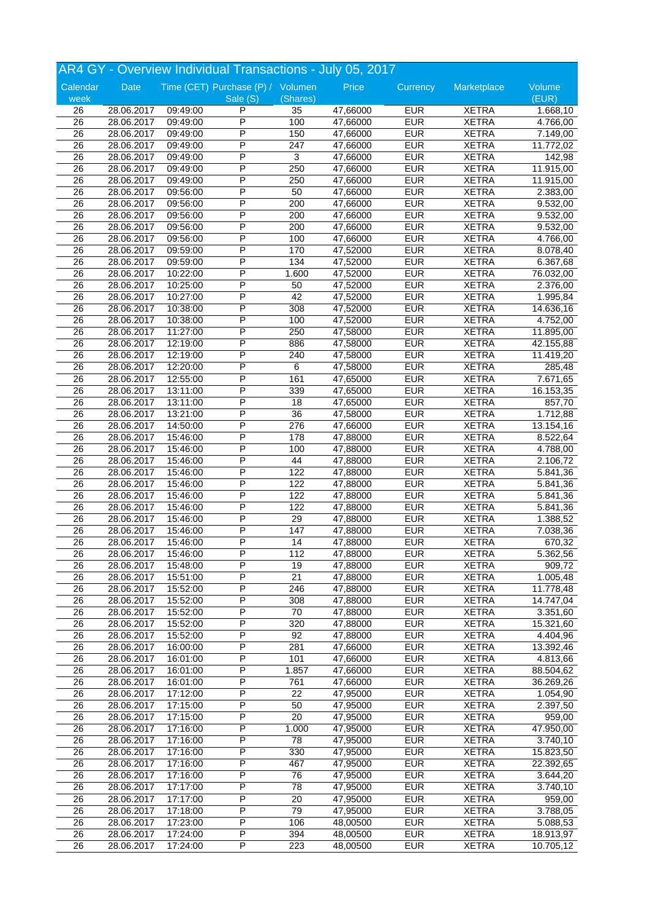## AR4 GY - Overview Individual Transactions - July 05, 2017

| Calendar week | Date | Time (CET) | Purchase (P) / Sale (S) | Volumen (Shares) | Price | Currency | Marketplace | Volume (EUR) |
|---|---|---|---|---|---|---|---|---|
| 26 | 28.06.2017 | 09:49:00 | P | 35 | 47,66000 | EUR | XETRA | 1.668,10 |
| 26 | 28.06.2017 | 09:49:00 | P | 100 | 47,66000 | EUR | XETRA | 4.766,00 |
| 26 | 28.06.2017 | 09:49:00 | P | 150 | 47,66000 | EUR | XETRA | 7.149,00 |
| 26 | 28.06.2017 | 09:49:00 | P | 247 | 47,66000 | EUR | XETRA | 11.772,02 |
| 26 | 28.06.2017 | 09:49:00 | P | 3 | 47,66000 | EUR | XETRA | 142,98 |
| 26 | 28.06.2017 | 09:49:00 | P | 250 | 47,66000 | EUR | XETRA | 11.915,00 |
| 26 | 28.06.2017 | 09:49:00 | P | 250 | 47,66000 | EUR | XETRA | 11.915,00 |
| 26 | 28.06.2017 | 09:56:00 | P | 50 | 47,66000 | EUR | XETRA | 2.383,00 |
| 26 | 28.06.2017 | 09:56:00 | P | 200 | 47,66000 | EUR | XETRA | 9.532,00 |
| 26 | 28.06.2017 | 09:56:00 | P | 200 | 47,66000 | EUR | XETRA | 9.532,00 |
| 26 | 28.06.2017 | 09:56:00 | P | 200 | 47,66000 | EUR | XETRA | 9.532,00 |
| 26 | 28.06.2017 | 09:56:00 | P | 100 | 47,66000 | EUR | XETRA | 4.766,00 |
| 26 | 28.06.2017 | 09:59:00 | P | 170 | 47,52000 | EUR | XETRA | 8.078,40 |
| 26 | 28.06.2017 | 09:59:00 | P | 134 | 47,52000 | EUR | XETRA | 6.367,68 |
| 26 | 28.06.2017 | 10:22:00 | P | 1.600 | 47,52000 | EUR | XETRA | 76.032,00 |
| 26 | 28.06.2017 | 10:25:00 | P | 50 | 47,52000 | EUR | XETRA | 2.376,00 |
| 26 | 28.06.2017 | 10:27:00 | P | 42 | 47,52000 | EUR | XETRA | 1.995,84 |
| 26 | 28.06.2017 | 10:38:00 | P | 308 | 47,52000 | EUR | XETRA | 14.636,16 |
| 26 | 28.06.2017 | 10:38:00 | P | 100 | 47,52000 | EUR | XETRA | 4.752,00 |
| 26 | 28.06.2017 | 11:27:00 | P | 250 | 47,58000 | EUR | XETRA | 11.895,00 |
| 26 | 28.06.2017 | 12:19:00 | P | 886 | 47,58000 | EUR | XETRA | 42.155,88 |
| 26 | 28.06.2017 | 12:19:00 | P | 240 | 47,58000 | EUR | XETRA | 11.419,20 |
| 26 | 28.06.2017 | 12:20:00 | P | 6 | 47,58000 | EUR | XETRA | 285,48 |
| 26 | 28.06.2017 | 12:55:00 | P | 161 | 47,65000 | EUR | XETRA | 7.671,65 |
| 26 | 28.06.2017 | 13:11:00 | P | 339 | 47,65000 | EUR | XETRA | 16.153,35 |
| 26 | 28.06.2017 | 13:11:00 | P | 18 | 47,65000 | EUR | XETRA | 857,70 |
| 26 | 28.06.2017 | 13:21:00 | P | 36 | 47,58000 | EUR | XETRA | 1.712,88 |
| 26 | 28.06.2017 | 14:50:00 | P | 276 | 47,66000 | EUR | XETRA | 13.154,16 |
| 26 | 28.06.2017 | 15:46:00 | P | 178 | 47,88000 | EUR | XETRA | 8.522,64 |
| 26 | 28.06.2017 | 15:46:00 | P | 100 | 47,88000 | EUR | XETRA | 4.788,00 |
| 26 | 28.06.2017 | 15:46:00 | P | 44 | 47,88000 | EUR | XETRA | 2.106,72 |
| 26 | 28.06.2017 | 15:46:00 | P | 122 | 47,88000 | EUR | XETRA | 5.841,36 |
| 26 | 28.06.2017 | 15:46:00 | P | 122 | 47,88000 | EUR | XETRA | 5.841,36 |
| 26 | 28.06.2017 | 15:46:00 | P | 122 | 47,88000 | EUR | XETRA | 5.841,36 |
| 26 | 28.06.2017 | 15:46:00 | P | 122 | 47,88000 | EUR | XETRA | 5.841,36 |
| 26 | 28.06.2017 | 15:46:00 | P | 29 | 47,88000 | EUR | XETRA | 1.388,52 |
| 26 | 28.06.2017 | 15:46:00 | P | 147 | 47,88000 | EUR | XETRA | 7.038,36 |
| 26 | 28.06.2017 | 15:46:00 | P | 14 | 47,88000 | EUR | XETRA | 670,32 |
| 26 | 28.06.2017 | 15:46:00 | P | 112 | 47,88000 | EUR | XETRA | 5.362,56 |
| 26 | 28.06.2017 | 15:48:00 | P | 19 | 47,88000 | EUR | XETRA | 909,72 |
| 26 | 28.06.2017 | 15:51:00 | P | 21 | 47,88000 | EUR | XETRA | 1.005,48 |
| 26 | 28.06.2017 | 15:52:00 | P | 246 | 47,88000 | EUR | XETRA | 11.778,48 |
| 26 | 28.06.2017 | 15:52:00 | P | 308 | 47,88000 | EUR | XETRA | 14.747,04 |
| 26 | 28.06.2017 | 15:52:00 | P | 70 | 47,88000 | EUR | XETRA | 3.351,60 |
| 26 | 28.06.2017 | 15:52:00 | P | 320 | 47,88000 | EUR | XETRA | 15.321,60 |
| 26 | 28.06.2017 | 15:52:00 | P | 92 | 47,88000 | EUR | XETRA | 4.404,96 |
| 26 | 28.06.2017 | 16:00:00 | P | 281 | 47,66000 | EUR | XETRA | 13.392,46 |
| 26 | 28.06.2017 | 16:01:00 | P | 101 | 47,66000 | EUR | XETRA | 4.813,66 |
| 26 | 28.06.2017 | 16:01:00 | P | 1.857 | 47,66000 | EUR | XETRA | 88.504,62 |
| 26 | 28.06.2017 | 16:01:00 | P | 761 | 47,66000 | EUR | XETRA | 36.269,26 |
| 26 | 28.06.2017 | 17:12:00 | P | 22 | 47,95000 | EUR | XETRA | 1.054,90 |
| 26 | 28.06.2017 | 17:15:00 | P | 50 | 47,95000 | EUR | XETRA | 2.397,50 |
| 26 | 28.06.2017 | 17:15:00 | P | 20 | 47,95000 | EUR | XETRA | 959,00 |
| 26 | 28.06.2017 | 17:16:00 | P | 1.000 | 47,95000 | EUR | XETRA | 47.950,00 |
| 26 | 28.06.2017 | 17:16:00 | P | 78 | 47,95000 | EUR | XETRA | 3.740,10 |
| 26 | 28.06.2017 | 17:16:00 | P | 330 | 47,95000 | EUR | XETRA | 15.823,50 |
| 26 | 28.06.2017 | 17:16:00 | P | 467 | 47,95000 | EUR | XETRA | 22.392,65 |
| 26 | 28.06.2017 | 17:16:00 | P | 76 | 47,95000 | EUR | XETRA | 3.644,20 |
| 26 | 28.06.2017 | 17:17:00 | P | 78 | 47,95000 | EUR | XETRA | 3.740,10 |
| 26 | 28.06.2017 | 17:17:00 | P | 20 | 47,95000 | EUR | XETRA | 959,00 |
| 26 | 28.06.2017 | 17:18:00 | P | 79 | 47,95000 | EUR | XETRA | 3.788,05 |
| 26 | 28.06.2017 | 17:23:00 | P | 106 | 48,00500 | EUR | XETRA | 5.088,53 |
| 26 | 28.06.2017 | 17:24:00 | P | 394 | 48,00500 | EUR | XETRA | 18.913,97 |
| 26 | 28.06.2017 | 17:24:00 | P | 223 | 48,00500 | EUR | XETRA | 10.705,12 |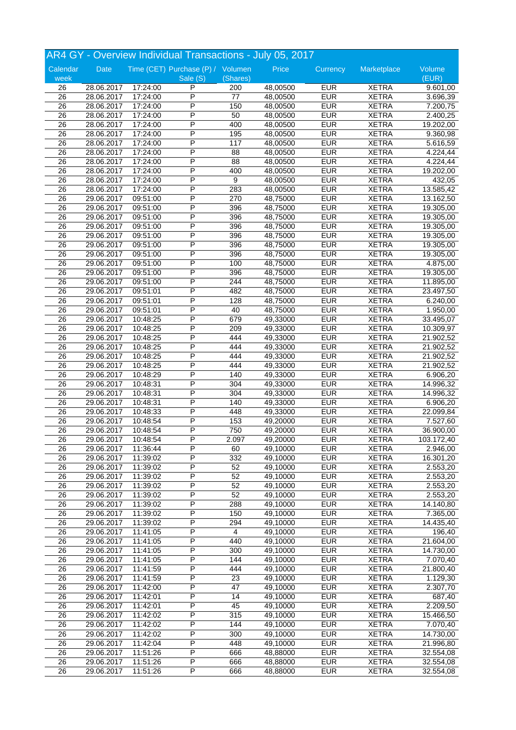## AR4 GY - Overview Individual Transactions - July 05, 2017

| Calendar week | Date | Time (CET) | Purchase (P) / Sale (S) | Volumen (Shares) | Price | Currency | Marketplace | Volume (EUR) |
|---|---|---|---|---|---|---|---|---|
| 26 | 28.06.2017 | 17:24:00 | P | 200 | 48,00500 | EUR | XETRA | 9.601,00 |
| 26 | 28.06.2017 | 17:24:00 | P | 77 | 48,00500 | EUR | XETRA | 3.696,39 |
| 26 | 28.06.2017 | 17:24:00 | P | 150 | 48,00500 | EUR | XETRA | 7.200,75 |
| 26 | 28.06.2017 | 17:24:00 | P | 50 | 48,00500 | EUR | XETRA | 2.400,25 |
| 26 | 28.06.2017 | 17:24:00 | P | 400 | 48,00500 | EUR | XETRA | 19.202,00 |
| 26 | 28.06.2017 | 17:24:00 | P | 195 | 48,00500 | EUR | XETRA | 9.360,98 |
| 26 | 28.06.2017 | 17:24:00 | P | 117 | 48,00500 | EUR | XETRA | 5.616,59 |
| 26 | 28.06.2017 | 17:24:00 | P | 88 | 48,00500 | EUR | XETRA | 4.224,44 |
| 26 | 28.06.2017 | 17:24:00 | P | 88 | 48,00500 | EUR | XETRA | 4.224,44 |
| 26 | 28.06.2017 | 17:24:00 | P | 400 | 48,00500 | EUR | XETRA | 19.202,00 |
| 26 | 28.06.2017 | 17:24:00 | P | 9 | 48,00500 | EUR | XETRA | 432,05 |
| 26 | 28.06.2017 | 17:24:00 | P | 283 | 48,00500 | EUR | XETRA | 13.585,42 |
| 26 | 29.06.2017 | 09:51:00 | P | 270 | 48,75000 | EUR | XETRA | 13.162,50 |
| 26 | 29.06.2017 | 09:51:00 | P | 396 | 48,75000 | EUR | XETRA | 19.305,00 |
| 26 | 29.06.2017 | 09:51:00 | P | 396 | 48,75000 | EUR | XETRA | 19.305,00 |
| 26 | 29.06.2017 | 09:51:00 | P | 396 | 48,75000 | EUR | XETRA | 19.305,00 |
| 26 | 29.06.2017 | 09:51:00 | P | 396 | 48,75000 | EUR | XETRA | 19.305,00 |
| 26 | 29.06.2017 | 09:51:00 | P | 396 | 48,75000 | EUR | XETRA | 19.305,00 |
| 26 | 29.06.2017 | 09:51:00 | P | 396 | 48,75000 | EUR | XETRA | 19.305,00 |
| 26 | 29.06.2017 | 09:51:00 | P | 100 | 48,75000 | EUR | XETRA | 4.875,00 |
| 26 | 29.06.2017 | 09:51:00 | P | 396 | 48,75000 | EUR | XETRA | 19.305,00 |
| 26 | 29.06.2017 | 09:51:00 | P | 244 | 48,75000 | EUR | XETRA | 11.895,00 |
| 26 | 29.06.2017 | 09:51:01 | P | 482 | 48,75000 | EUR | XETRA | 23.497,50 |
| 26 | 29.06.2017 | 09:51:01 | P | 128 | 48,75000 | EUR | XETRA | 6.240,00 |
| 26 | 29.06.2017 | 09:51:01 | P | 40 | 48,75000 | EUR | XETRA | 1.950,00 |
| 26 | 29.06.2017 | 10:48:25 | P | 679 | 49,33000 | EUR | XETRA | 33.495,07 |
| 26 | 29.06.2017 | 10:48:25 | P | 209 | 49,33000 | EUR | XETRA | 10.309,97 |
| 26 | 29.06.2017 | 10:48:25 | P | 444 | 49,33000 | EUR | XETRA | 21.902,52 |
| 26 | 29.06.2017 | 10:48:25 | P | 444 | 49,33000 | EUR | XETRA | 21.902,52 |
| 26 | 29.06.2017 | 10:48:25 | P | 444 | 49,33000 | EUR | XETRA | 21.902,52 |
| 26 | 29.06.2017 | 10:48:25 | P | 444 | 49,33000 | EUR | XETRA | 21.902,52 |
| 26 | 29.06.2017 | 10:48:29 | P | 140 | 49,33000 | EUR | XETRA | 6.906,20 |
| 26 | 29.06.2017 | 10:48:31 | P | 304 | 49,33000 | EUR | XETRA | 14.996,32 |
| 26 | 29.06.2017 | 10:48:31 | P | 304 | 49,33000 | EUR | XETRA | 14.996,32 |
| 26 | 29.06.2017 | 10:48:31 | P | 140 | 49,33000 | EUR | XETRA | 6.906,20 |
| 26 | 29.06.2017 | 10:48:33 | P | 448 | 49,33000 | EUR | XETRA | 22.099,84 |
| 26 | 29.06.2017 | 10:48:54 | P | 153 | 49,20000 | EUR | XETRA | 7.527,60 |
| 26 | 29.06.2017 | 10:48:54 | P | 750 | 49,20000 | EUR | XETRA | 36.900,00 |
| 26 | 29.06.2017 | 10:48:54 | P | 2.097 | 49,20000 | EUR | XETRA | 103.172,40 |
| 26 | 29.06.2017 | 11:36:44 | P | 60 | 49,10000 | EUR | XETRA | 2.946,00 |
| 26 | 29.06.2017 | 11:39:02 | P | 332 | 49,10000 | EUR | XETRA | 16.301,20 |
| 26 | 29.06.2017 | 11:39:02 | P | 52 | 49,10000 | EUR | XETRA | 2.553,20 |
| 26 | 29.06.2017 | 11:39:02 | P | 52 | 49,10000 | EUR | XETRA | 2.553,20 |
| 26 | 29.06.2017 | 11:39:02 | P | 52 | 49,10000 | EUR | XETRA | 2.553,20 |
| 26 | 29.06.2017 | 11:39:02 | P | 52 | 49,10000 | EUR | XETRA | 2.553,20 |
| 26 | 29.06.2017 | 11:39:02 | P | 288 | 49,10000 | EUR | XETRA | 14.140,80 |
| 26 | 29.06.2017 | 11:39:02 | P | 150 | 49,10000 | EUR | XETRA | 7.365,00 |
| 26 | 29.06.2017 | 11:39:02 | P | 294 | 49,10000 | EUR | XETRA | 14.435,40 |
| 26 | 29.06.2017 | 11:41:05 | P | 4 | 49,10000 | EUR | XETRA | 196,40 |
| 26 | 29.06.2017 | 11:41:05 | P | 440 | 49,10000 | EUR | XETRA | 21.604,00 |
| 26 | 29.06.2017 | 11:41:05 | P | 300 | 49,10000 | EUR | XETRA | 14.730,00 |
| 26 | 29.06.2017 | 11:41:05 | P | 144 | 49,10000 | EUR | XETRA | 7.070,40 |
| 26 | 29.06.2017 | 11:41:59 | P | 444 | 49,10000 | EUR | XETRA | 21.800,40 |
| 26 | 29.06.2017 | 11:41:59 | P | 23 | 49,10000 | EUR | XETRA | 1.129,30 |
| 26 | 29.06.2017 | 11:42:00 | P | 47 | 49,10000 | EUR | XETRA | 2.307,70 |
| 26 | 29.06.2017 | 11:42:01 | P | 14 | 49,10000 | EUR | XETRA | 687,40 |
| 26 | 29.06.2017 | 11:42:01 | P | 45 | 49,10000 | EUR | XETRA | 2.209,50 |
| 26 | 29.06.2017 | 11:42:02 | P | 315 | 49,10000 | EUR | XETRA | 15.466,50 |
| 26 | 29.06.2017 | 11:42:02 | P | 144 | 49,10000 | EUR | XETRA | 7.070,40 |
| 26 | 29.06.2017 | 11:42:02 | P | 300 | 49,10000 | EUR | XETRA | 14.730,00 |
| 26 | 29.06.2017 | 11:42:04 | P | 448 | 49,10000 | EUR | XETRA | 21.996,80 |
| 26 | 29.06.2017 | 11:51:26 | P | 666 | 48,88000 | EUR | XETRA | 32.554,08 |
| 26 | 29.06.2017 | 11:51:26 | P | 666 | 48,88000 | EUR | XETRA | 32.554,08 |
| 26 | 29.06.2017 | 11:51:26 | P | 666 | 48,88000 | EUR | XETRA | 32.554,08 |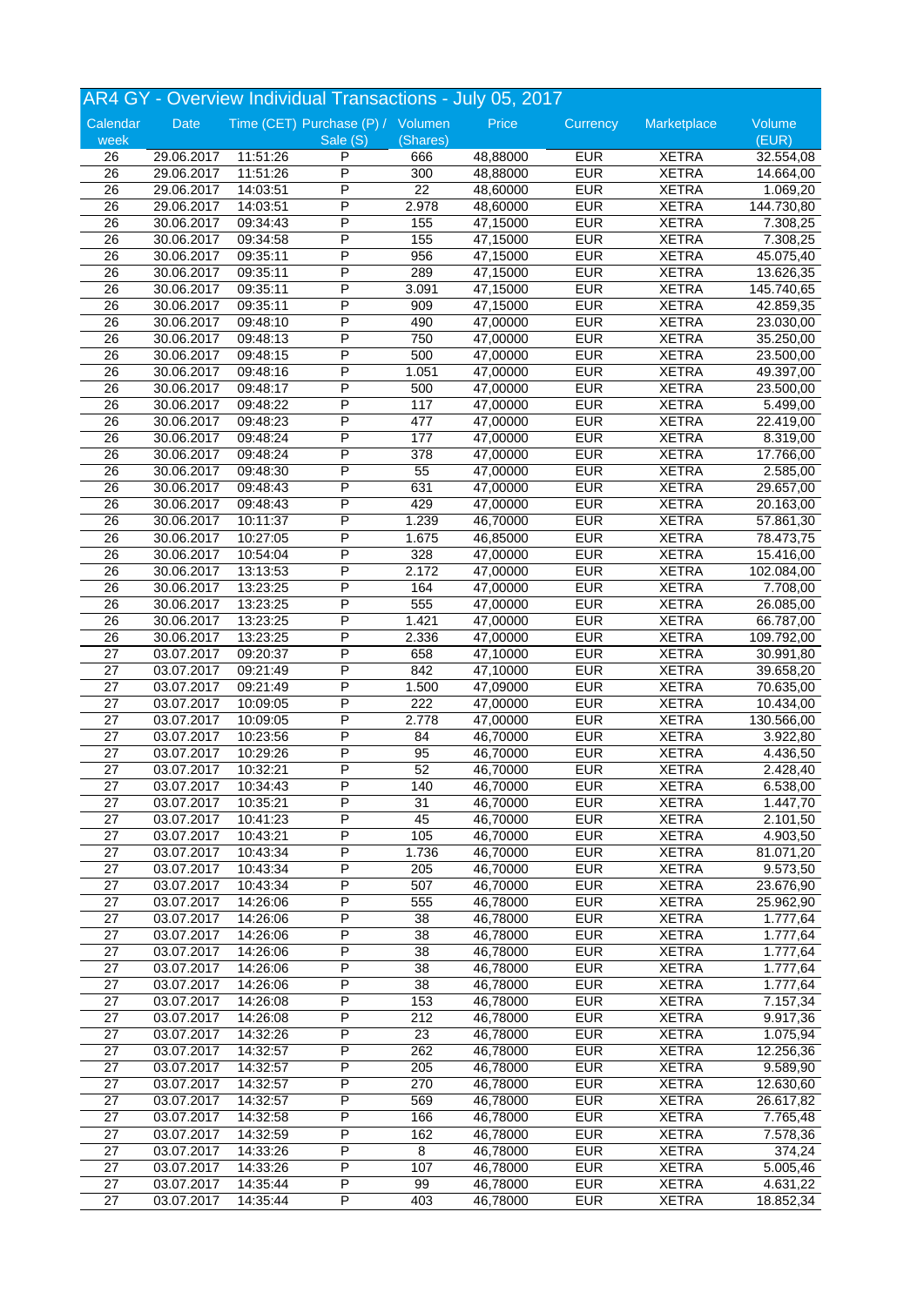# AR4 GY - Overview Individual Transactions - July 05, 2017

| Calendar week | Date | Time (CET) | Purchase (P) / Sale (S) | Volumen (Shares) | Price | Currency | Marketplace | Volume (EUR) |
|---|---|---|---|---|---|---|---|---|
| 26 | 29.06.2017 | 11:51:26 | P | 666 | 48,88000 | EUR | XETRA | 32.554,08 |
| 26 | 29.06.2017 | 11:51:26 | P | 300 | 48,88000 | EUR | XETRA | 14.664,00 |
| 26 | 29.06.2017 | 14:03:51 | P | 22 | 48,60000 | EUR | XETRA | 1.069,20 |
| 26 | 29.06.2017 | 14:03:51 | P | 2.978 | 48,60000 | EUR | XETRA | 144.730,80 |
| 26 | 30.06.2017 | 09:34:43 | P | 155 | 47,15000 | EUR | XETRA | 7.308,25 |
| 26 | 30.06.2017 | 09:34:58 | P | 155 | 47,15000 | EUR | XETRA | 7.308,25 |
| 26 | 30.06.2017 | 09:35:11 | P | 956 | 47,15000 | EUR | XETRA | 45.075,40 |
| 26 | 30.06.2017 | 09:35:11 | P | 289 | 47,15000 | EUR | XETRA | 13.626,35 |
| 26 | 30.06.2017 | 09:35:11 | P | 3.091 | 47,15000 | EUR | XETRA | 145.740,65 |
| 26 | 30.06.2017 | 09:35:11 | P | 909 | 47,15000 | EUR | XETRA | 42.859,35 |
| 26 | 30.06.2017 | 09:48:10 | P | 490 | 47,00000 | EUR | XETRA | 23.030,00 |
| 26 | 30.06.2017 | 09:48:13 | P | 750 | 47,00000 | EUR | XETRA | 35.250,00 |
| 26 | 30.06.2017 | 09:48:15 | P | 500 | 47,00000 | EUR | XETRA | 23.500,00 |
| 26 | 30.06.2017 | 09:48:16 | P | 1.051 | 47,00000 | EUR | XETRA | 49.397,00 |
| 26 | 30.06.2017 | 09:48:17 | P | 500 | 47,00000 | EUR | XETRA | 23.500,00 |
| 26 | 30.06.2017 | 09:48:22 | P | 117 | 47,00000 | EUR | XETRA | 5.499,00 |
| 26 | 30.06.2017 | 09:48:23 | P | 477 | 47,00000 | EUR | XETRA | 22.419,00 |
| 26 | 30.06.2017 | 09:48:24 | P | 177 | 47,00000 | EUR | XETRA | 8.319,00 |
| 26 | 30.06.2017 | 09:48:24 | P | 378 | 47,00000 | EUR | XETRA | 17.766,00 |
| 26 | 30.06.2017 | 09:48:30 | P | 55 | 47,00000 | EUR | XETRA | 2.585,00 |
| 26 | 30.06.2017 | 09:48:43 | P | 631 | 47,00000 | EUR | XETRA | 29.657,00 |
| 26 | 30.06.2017 | 09:48:43 | P | 429 | 47,00000 | EUR | XETRA | 20.163,00 |
| 26 | 30.06.2017 | 10:11:37 | P | 1.239 | 46,70000 | EUR | XETRA | 57.861,30 |
| 26 | 30.06.2017 | 10:27:05 | P | 1.675 | 46,85000 | EUR | XETRA | 78.473,75 |
| 26 | 30.06.2017 | 10:54:04 | P | 328 | 47,00000 | EUR | XETRA | 15.416,00 |
| 26 | 30.06.2017 | 13:13:53 | P | 2.172 | 47,00000 | EUR | XETRA | 102.084,00 |
| 26 | 30.06.2017 | 13:23:25 | P | 164 | 47,00000 | EUR | XETRA | 7.708,00 |
| 26 | 30.06.2017 | 13:23:25 | P | 555 | 47,00000 | EUR | XETRA | 26.085,00 |
| 26 | 30.06.2017 | 13:23:25 | P | 1.421 | 47,00000 | EUR | XETRA | 66.787,00 |
| 26 | 30.06.2017 | 13:23:25 | P | 2.336 | 47,00000 | EUR | XETRA | 109.792,00 |
| 27 | 03.07.2017 | 09:20:37 | P | 658 | 47,10000 | EUR | XETRA | 30.991,80 |
| 27 | 03.07.2017 | 09:21:49 | P | 842 | 47,10000 | EUR | XETRA | 39.658,20 |
| 27 | 03.07.2017 | 09:21:49 | P | 1.500 | 47,09000 | EUR | XETRA | 70.635,00 |
| 27 | 03.07.2017 | 10:09:05 | P | 222 | 47,00000 | EUR | XETRA | 10.434,00 |
| 27 | 03.07.2017 | 10:09:05 | P | 2.778 | 47,00000 | EUR | XETRA | 130.566,00 |
| 27 | 03.07.2017 | 10:23:56 | P | 84 | 46,70000 | EUR | XETRA | 3.922,80 |
| 27 | 03.07.2017 | 10:29:26 | P | 95 | 46,70000 | EUR | XETRA | 4.436,50 |
| 27 | 03.07.2017 | 10:32:21 | P | 52 | 46,70000 | EUR | XETRA | 2.428,40 |
| 27 | 03.07.2017 | 10:34:43 | P | 140 | 46,70000 | EUR | XETRA | 6.538,00 |
| 27 | 03.07.2017 | 10:35:21 | P | 31 | 46,70000 | EUR | XETRA | 1.447,70 |
| 27 | 03.07.2017 | 10:41:23 | P | 45 | 46,70000 | EUR | XETRA | 2.101,50 |
| 27 | 03.07.2017 | 10:43:21 | P | 105 | 46,70000 | EUR | XETRA | 4.903,50 |
| 27 | 03.07.2017 | 10:43:34 | P | 1.736 | 46,70000 | EUR | XETRA | 81.071,20 |
| 27 | 03.07.2017 | 10:43:34 | P | 205 | 46,70000 | EUR | XETRA | 9.573,50 |
| 27 | 03.07.2017 | 10:43:34 | P | 507 | 46,70000 | EUR | XETRA | 23.676,90 |
| 27 | 03.07.2017 | 14:26:06 | P | 555 | 46,78000 | EUR | XETRA | 25.962,90 |
| 27 | 03.07.2017 | 14:26:06 | P | 38 | 46,78000 | EUR | XETRA | 1.777,64 |
| 27 | 03.07.2017 | 14:26:06 | P | 38 | 46,78000 | EUR | XETRA | 1.777,64 |
| 27 | 03.07.2017 | 14:26:06 | P | 38 | 46,78000 | EUR | XETRA | 1.777,64 |
| 27 | 03.07.2017 | 14:26:06 | P | 38 | 46,78000 | EUR | XETRA | 1.777,64 |
| 27 | 03.07.2017 | 14:26:06 | P | 38 | 46,78000 | EUR | XETRA | 1.777,64 |
| 27 | 03.07.2017 | 14:26:08 | P | 153 | 46,78000 | EUR | XETRA | 7.157,34 |
| 27 | 03.07.2017 | 14:26:08 | P | 212 | 46,78000 | EUR | XETRA | 9.917,36 |
| 27 | 03.07.2017 | 14:32:26 | P | 23 | 46,78000 | EUR | XETRA | 1.075,94 |
| 27 | 03.07.2017 | 14:32:57 | P | 262 | 46,78000 | EUR | XETRA | 12.256,36 |
| 27 | 03.07.2017 | 14:32:57 | P | 205 | 46,78000 | EUR | XETRA | 9.589,90 |
| 27 | 03.07.2017 | 14:32:57 | P | 270 | 46,78000 | EUR | XETRA | 12.630,60 |
| 27 | 03.07.2017 | 14:32:57 | P | 569 | 46,78000 | EUR | XETRA | 26.617,82 |
| 27 | 03.07.2017 | 14:32:58 | P | 166 | 46,78000 | EUR | XETRA | 7.765,48 |
| 27 | 03.07.2017 | 14:32:59 | P | 162 | 46,78000 | EUR | XETRA | 7.578,36 |
| 27 | 03.07.2017 | 14:33:26 | P | 8 | 46,78000 | EUR | XETRA | 374,24 |
| 27 | 03.07.2017 | 14:33:26 | P | 107 | 46,78000 | EUR | XETRA | 5.005,46 |
| 27 | 03.07.2017 | 14:35:44 | P | 99 | 46,78000 | EUR | XETRA | 4.631,22 |
| 27 | 03.07.2017 | 14:35:44 | P | 403 | 46,78000 | EUR | XETRA | 18.852,34 |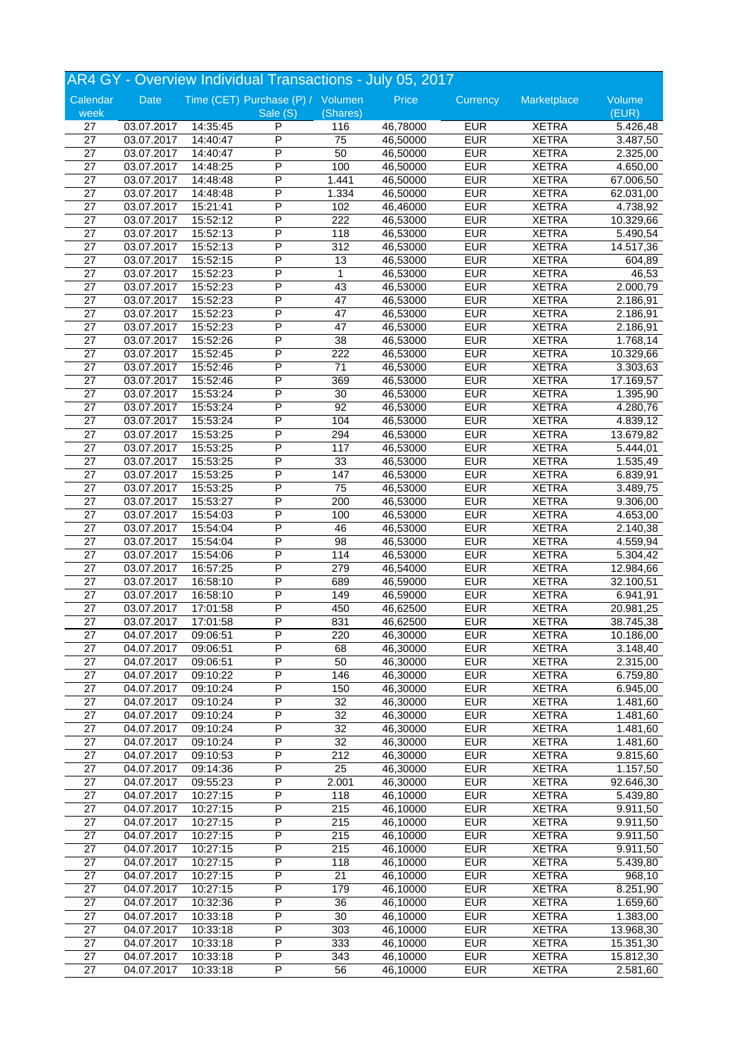# AR4 GY - Overview Individual Transactions - July 05, 2017

| Calendar week | Date | Time (CET) | Purchase (P) / Sale (S) | Volumen (Shares) | Price | Currency | Marketplace | Volume (EUR) |
|---|---|---|---|---|---|---|---|---|
| 27 | 03.07.2017 | 14:35:45 | P | 116 | 46,78000 | EUR | XETRA | 5.426,48 |
| 27 | 03.07.2017 | 14:40:47 | P | 75 | 46,50000 | EUR | XETRA | 3.487,50 |
| 27 | 03.07.2017 | 14:40:47 | P | 50 | 46,50000 | EUR | XETRA | 2.325,00 |
| 27 | 03.07.2017 | 14:48:25 | P | 100 | 46,50000 | EUR | XETRA | 4.650,00 |
| 27 | 03.07.2017 | 14:48:48 | P | 1.441 | 46,50000 | EUR | XETRA | 67.006,50 |
| 27 | 03.07.2017 | 14:48:48 | P | 1.334 | 46,50000 | EUR | XETRA | 62.031,00 |
| 27 | 03.07.2017 | 15:21:41 | P | 102 | 46,46000 | EUR | XETRA | 4.738,92 |
| 27 | 03.07.2017 | 15:52:12 | P | 222 | 46,53000 | EUR | XETRA | 10.329,66 |
| 27 | 03.07.2017 | 15:52:13 | P | 118 | 46,53000 | EUR | XETRA | 5.490,54 |
| 27 | 03.07.2017 | 15:52:13 | P | 312 | 46,53000 | EUR | XETRA | 14.517,36 |
| 27 | 03.07.2017 | 15:52:15 | P | 13 | 46,53000 | EUR | XETRA | 604,89 |
| 27 | 03.07.2017 | 15:52:23 | P | 1 | 46,53000 | EUR | XETRA | 46,53 |
| 27 | 03.07.2017 | 15:52:23 | P | 43 | 46,53000 | EUR | XETRA | 2.000,79 |
| 27 | 03.07.2017 | 15:52:23 | P | 47 | 46,53000 | EUR | XETRA | 2.186,91 |
| 27 | 03.07.2017 | 15:52:23 | P | 47 | 46,53000 | EUR | XETRA | 2.186,91 |
| 27 | 03.07.2017 | 15:52:23 | P | 47 | 46,53000 | EUR | XETRA | 2.186,91 |
| 27 | 03.07.2017 | 15:52:26 | P | 38 | 46,53000 | EUR | XETRA | 1.768,14 |
| 27 | 03.07.2017 | 15:52:45 | P | 222 | 46,53000 | EUR | XETRA | 10.329,66 |
| 27 | 03.07.2017 | 15:52:46 | P | 71 | 46,53000 | EUR | XETRA | 3.303,63 |
| 27 | 03.07.2017 | 15:52:46 | P | 369 | 46,53000 | EUR | XETRA | 17.169,57 |
| 27 | 03.07.2017 | 15:53:24 | P | 30 | 46,53000 | EUR | XETRA | 1.395,90 |
| 27 | 03.07.2017 | 15:53:24 | P | 92 | 46,53000 | EUR | XETRA | 4.280,76 |
| 27 | 03.07.2017 | 15:53:24 | P | 104 | 46,53000 | EUR | XETRA | 4.839,12 |
| 27 | 03.07.2017 | 15:53:25 | P | 294 | 46,53000 | EUR | XETRA | 13.679,82 |
| 27 | 03.07.2017 | 15:53:25 | P | 117 | 46,53000 | EUR | XETRA | 5.444,01 |
| 27 | 03.07.2017 | 15:53:25 | P | 33 | 46,53000 | EUR | XETRA | 1.535,49 |
| 27 | 03.07.2017 | 15:53:25 | P | 147 | 46,53000 | EUR | XETRA | 6.839,91 |
| 27 | 03.07.2017 | 15:53:25 | P | 75 | 46,53000 | EUR | XETRA | 3.489,75 |
| 27 | 03.07.2017 | 15:53:27 | P | 200 | 46,53000 | EUR | XETRA | 9.306,00 |
| 27 | 03.07.2017 | 15:54:03 | P | 100 | 46,53000 | EUR | XETRA | 4.653,00 |
| 27 | 03.07.2017 | 15:54:04 | P | 46 | 46,53000 | EUR | XETRA | 2.140,38 |
| 27 | 03.07.2017 | 15:54:04 | P | 98 | 46,53000 | EUR | XETRA | 4.559,94 |
| 27 | 03.07.2017 | 15:54:06 | P | 114 | 46,53000 | EUR | XETRA | 5.304,42 |
| 27 | 03.07.2017 | 16:57:25 | P | 279 | 46,54000 | EUR | XETRA | 12.984,66 |
| 27 | 03.07.2017 | 16:58:10 | P | 689 | 46,59000 | EUR | XETRA | 32.100,51 |
| 27 | 03.07.2017 | 16:58:10 | P | 149 | 46,59000 | EUR | XETRA | 6.941,91 |
| 27 | 03.07.2017 | 17:01:58 | P | 450 | 46,62500 | EUR | XETRA | 20.981,25 |
| 27 | 03.07.2017 | 17:01:58 | P | 831 | 46,62500 | EUR | XETRA | 38.745,38 |
| 27 | 04.07.2017 | 09:06:51 | P | 220 | 46,30000 | EUR | XETRA | 10.186,00 |
| 27 | 04.07.2017 | 09:06:51 | P | 68 | 46,30000 | EUR | XETRA | 3.148,40 |
| 27 | 04.07.2017 | 09:06:51 | P | 50 | 46,30000 | EUR | XETRA | 2.315,00 |
| 27 | 04.07.2017 | 09:10:22 | P | 146 | 46,30000 | EUR | XETRA | 6.759,80 |
| 27 | 04.07.2017 | 09:10:24 | P | 150 | 46,30000 | EUR | XETRA | 6.945,00 |
| 27 | 04.07.2017 | 09:10:24 | P | 32 | 46,30000 | EUR | XETRA | 1.481,60 |
| 27 | 04.07.2017 | 09:10:24 | P | 32 | 46,30000 | EUR | XETRA | 1.481,60 |
| 27 | 04.07.2017 | 09:10:24 | P | 32 | 46,30000 | EUR | XETRA | 1.481,60 |
| 27 | 04.07.2017 | 09:10:24 | P | 32 | 46,30000 | EUR | XETRA | 1.481,60 |
| 27 | 04.07.2017 | 09:10:53 | P | 212 | 46,30000 | EUR | XETRA | 9.815,60 |
| 27 | 04.07.2017 | 09:14:36 | P | 25 | 46,30000 | EUR | XETRA | 1.157,50 |
| 27 | 04.07.2017 | 09:55:23 | P | 2.001 | 46,30000 | EUR | XETRA | 92.646,30 |
| 27 | 04.07.2017 | 10:27:15 | P | 118 | 46,10000 | EUR | XETRA | 5.439,80 |
| 27 | 04.07.2017 | 10:27:15 | P | 215 | 46,10000 | EUR | XETRA | 9.911,50 |
| 27 | 04.07.2017 | 10:27:15 | P | 215 | 46,10000 | EUR | XETRA | 9.911,50 |
| 27 | 04.07.2017 | 10:27:15 | P | 215 | 46,10000 | EUR | XETRA | 9.911,50 |
| 27 | 04.07.2017 | 10:27:15 | P | 215 | 46,10000 | EUR | XETRA | 9.911,50 |
| 27 | 04.07.2017 | 10:27:15 | P | 118 | 46,10000 | EUR | XETRA | 5.439,80 |
| 27 | 04.07.2017 | 10:27:15 | P | 21 | 46,10000 | EUR | XETRA | 968,10 |
| 27 | 04.07.2017 | 10:27:15 | P | 179 | 46,10000 | EUR | XETRA | 8.251,90 |
| 27 | 04.07.2017 | 10:32:36 | P | 36 | 46,10000 | EUR | XETRA | 1.659,60 |
| 27 | 04.07.2017 | 10:33:18 | P | 30 | 46,10000 | EUR | XETRA | 1.383,00 |
| 27 | 04.07.2017 | 10:33:18 | P | 303 | 46,10000 | EUR | XETRA | 13.968,30 |
| 27 | 04.07.2017 | 10:33:18 | P | 333 | 46,10000 | EUR | XETRA | 15.351,30 |
| 27 | 04.07.2017 | 10:33:18 | P | 343 | 46,10000 | EUR | XETRA | 15.812,30 |
| 27 | 04.07.2017 | 10:33:18 | P | 56 | 46,10000 | EUR | XETRA | 2.581,60 |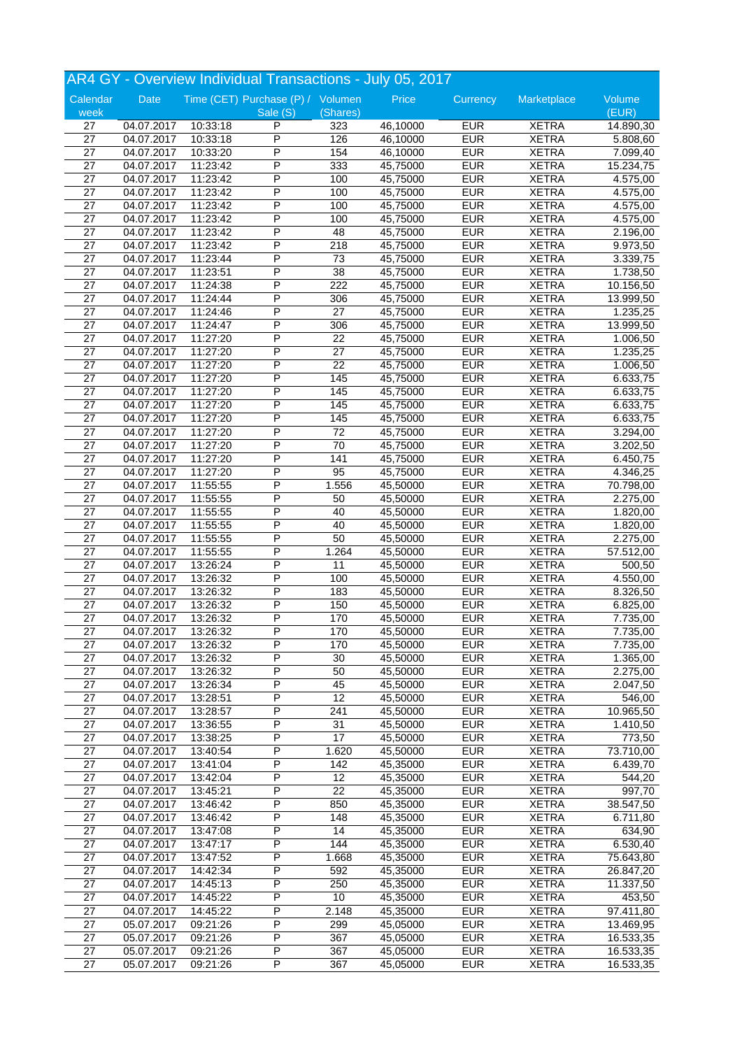## AR4 GY - Overview Individual Transactions - July 05, 2017

| Calendar week | Date | Time (CET) | Purchase (P) / Sale (S) | Volumen (Shares) | Price | Currency | Marketplace | Volume (EUR) |
|---|---|---|---|---|---|---|---|---|
| 27 | 04.07.2017 | 10:33:18 | P | 323 | 46,10000 | EUR | XETRA | 14.890,30 |
| 27 | 04.07.2017 | 10:33:18 | P | 126 | 46,10000 | EUR | XETRA | 5.808,60 |
| 27 | 04.07.2017 | 10:33:20 | P | 154 | 46,10000 | EUR | XETRA | 7.099,40 |
| 27 | 04.07.2017 | 11:23:42 | P | 333 | 45,75000 | EUR | XETRA | 15.234,75 |
| 27 | 04.07.2017 | 11:23:42 | P | 100 | 45,75000 | EUR | XETRA | 4.575,00 |
| 27 | 04.07.2017 | 11:23:42 | P | 100 | 45,75000 | EUR | XETRA | 4.575,00 |
| 27 | 04.07.2017 | 11:23:42 | P | 100 | 45,75000 | EUR | XETRA | 4.575,00 |
| 27 | 04.07.2017 | 11:23:42 | P | 100 | 45,75000 | EUR | XETRA | 4.575,00 |
| 27 | 04.07.2017 | 11:23:42 | P | 48 | 45,75000 | EUR | XETRA | 2.196,00 |
| 27 | 04.07.2017 | 11:23:42 | P | 218 | 45,75000 | EUR | XETRA | 9.973,50 |
| 27 | 04.07.2017 | 11:23:44 | P | 73 | 45,75000 | EUR | XETRA | 3.339,75 |
| 27 | 04.07.2017 | 11:23:51 | P | 38 | 45,75000 | EUR | XETRA | 1.738,50 |
| 27 | 04.07.2017 | 11:24:38 | P | 222 | 45,75000 | EUR | XETRA | 10.156,50 |
| 27 | 04.07.2017 | 11:24:44 | P | 306 | 45,75000 | EUR | XETRA | 13.999,50 |
| 27 | 04.07.2017 | 11:24:46 | P | 27 | 45,75000 | EUR | XETRA | 1.235,25 |
| 27 | 04.07.2017 | 11:24:47 | P | 306 | 45,75000 | EUR | XETRA | 13.999,50 |
| 27 | 04.07.2017 | 11:27:20 | P | 22 | 45,75000 | EUR | XETRA | 1.006,50 |
| 27 | 04.07.2017 | 11:27:20 | P | 27 | 45,75000 | EUR | XETRA | 1.235,25 |
| 27 | 04.07.2017 | 11:27:20 | P | 22 | 45,75000 | EUR | XETRA | 1.006,50 |
| 27 | 04.07.2017 | 11:27:20 | P | 145 | 45,75000 | EUR | XETRA | 6.633,75 |
| 27 | 04.07.2017 | 11:27:20 | P | 145 | 45,75000 | EUR | XETRA | 6.633,75 |
| 27 | 04.07.2017 | 11:27:20 | P | 145 | 45,75000 | EUR | XETRA | 6.633,75 |
| 27 | 04.07.2017 | 11:27:20 | P | 145 | 45,75000 | EUR | XETRA | 6.633,75 |
| 27 | 04.07.2017 | 11:27:20 | P | 72 | 45,75000 | EUR | XETRA | 3.294,00 |
| 27 | 04.07.2017 | 11:27:20 | P | 70 | 45,75000 | EUR | XETRA | 3.202,50 |
| 27 | 04.07.2017 | 11:27:20 | P | 141 | 45,75000 | EUR | XETRA | 6.450,75 |
| 27 | 04.07.2017 | 11:27:20 | P | 95 | 45,75000 | EUR | XETRA | 4.346,25 |
| 27 | 04.07.2017 | 11:55:55 | P | 1.556 | 45,50000 | EUR | XETRA | 70.798,00 |
| 27 | 04.07.2017 | 11:55:55 | P | 50 | 45,50000 | EUR | XETRA | 2.275,00 |
| 27 | 04.07.2017 | 11:55:55 | P | 40 | 45,50000 | EUR | XETRA | 1.820,00 |
| 27 | 04.07.2017 | 11:55:55 | P | 40 | 45,50000 | EUR | XETRA | 1.820,00 |
| 27 | 04.07.2017 | 11:55:55 | P | 50 | 45,50000 | EUR | XETRA | 2.275,00 |
| 27 | 04.07.2017 | 11:55:55 | P | 1.264 | 45,50000 | EUR | XETRA | 57.512,00 |
| 27 | 04.07.2017 | 13:26:24 | P | 11 | 45,50000 | EUR | XETRA | 500,50 |
| 27 | 04.07.2017 | 13:26:32 | P | 100 | 45,50000 | EUR | XETRA | 4.550,00 |
| 27 | 04.07.2017 | 13:26:32 | P | 183 | 45,50000 | EUR | XETRA | 8.326,50 |
| 27 | 04.07.2017 | 13:26:32 | P | 150 | 45,50000 | EUR | XETRA | 6.825,00 |
| 27 | 04.07.2017 | 13:26:32 | P | 170 | 45,50000 | EUR | XETRA | 7.735,00 |
| 27 | 04.07.2017 | 13:26:32 | P | 170 | 45,50000 | EUR | XETRA | 7.735,00 |
| 27 | 04.07.2017 | 13:26:32 | P | 170 | 45,50000 | EUR | XETRA | 7.735,00 |
| 27 | 04.07.2017 | 13:26:32 | P | 30 | 45,50000 | EUR | XETRA | 1.365,00 |
| 27 | 04.07.2017 | 13:26:32 | P | 50 | 45,50000 | EUR | XETRA | 2.275,00 |
| 27 | 04.07.2017 | 13:26:34 | P | 45 | 45,50000 | EUR | XETRA | 2.047,50 |
| 27 | 04.07.2017 | 13:28:51 | P | 12 | 45,50000 | EUR | XETRA | 546,00 |
| 27 | 04.07.2017 | 13:28:57 | P | 241 | 45,50000 | EUR | XETRA | 10.965,50 |
| 27 | 04.07.2017 | 13:36:55 | P | 31 | 45,50000 | EUR | XETRA | 1.410,50 |
| 27 | 04.07.2017 | 13:38:25 | P | 17 | 45,50000 | EUR | XETRA | 773,50 |
| 27 | 04.07.2017 | 13:40:54 | P | 1.620 | 45,50000 | EUR | XETRA | 73.710,00 |
| 27 | 04.07.2017 | 13:41:04 | P | 142 | 45,35000 | EUR | XETRA | 6.439,70 |
| 27 | 04.07.2017 | 13:42:04 | P | 12 | 45,35000 | EUR | XETRA | 544,20 |
| 27 | 04.07.2017 | 13:45:21 | P | 22 | 45,35000 | EUR | XETRA | 997,70 |
| 27 | 04.07.2017 | 13:46:42 | P | 850 | 45,35000 | EUR | XETRA | 38.547,50 |
| 27 | 04.07.2017 | 13:46:42 | P | 148 | 45,35000 | EUR | XETRA | 6.711,80 |
| 27 | 04.07.2017 | 13:47:08 | P | 14 | 45,35000 | EUR | XETRA | 634,90 |
| 27 | 04.07.2017 | 13:47:17 | P | 144 | 45,35000 | EUR | XETRA | 6.530,40 |
| 27 | 04.07.2017 | 13:47:52 | P | 1.668 | 45,35000 | EUR | XETRA | 75.643,80 |
| 27 | 04.07.2017 | 14:42:34 | P | 592 | 45,35000 | EUR | XETRA | 26.847,20 |
| 27 | 04.07.2017 | 14:45:13 | P | 250 | 45,35000 | EUR | XETRA | 11.337,50 |
| 27 | 04.07.2017 | 14:45:22 | P | 10 | 45,35000 | EUR | XETRA | 453,50 |
| 27 | 04.07.2017 | 14:45:22 | P | 2.148 | 45,35000 | EUR | XETRA | 97.411,80 |
| 27 | 05.07.2017 | 09:21:26 | P | 299 | 45,05000 | EUR | XETRA | 13.469,95 |
| 27 | 05.07.2017 | 09:21:26 | P | 367 | 45,05000 | EUR | XETRA | 16.533,35 |
| 27 | 05.07.2017 | 09:21:26 | P | 367 | 45,05000 | EUR | XETRA | 16.533,35 |
| 27 | 05.07.2017 | 09:21:26 | P | 367 | 45,05000 | EUR | XETRA | 16.533,35 |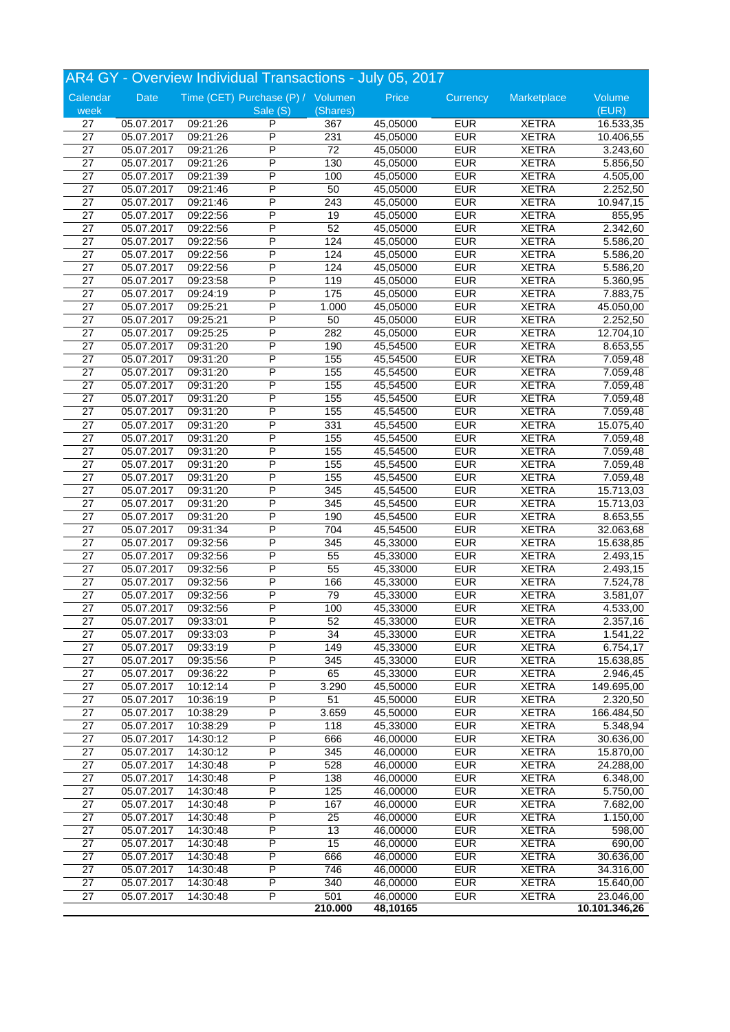# AR4 GY - Overview Individual Transactions - July 05, 2017

| Calendar week | Date | Time (CET) | Purchase (P) / Sale (S) | Volumen (Shares) | Price | Currency | Marketplace | Volume (EUR) |
|---|---|---|---|---|---|---|---|---|
| 27 | 05.07.2017 | 09:21:26 | P | 367 | 45,05000 | EUR | XETRA | 16.533,35 |
| 27 | 05.07.2017 | 09:21:26 | P | 231 | 45,05000 | EUR | XETRA | 10.406,55 |
| 27 | 05.07.2017 | 09:21:26 | P | 72 | 45,05000 | EUR | XETRA | 3.243,60 |
| 27 | 05.07.2017 | 09:21:26 | P | 130 | 45,05000 | EUR | XETRA | 5.856,50 |
| 27 | 05.07.2017 | 09:21:39 | P | 100 | 45,05000 | EUR | XETRA | 4.505,00 |
| 27 | 05.07.2017 | 09:21:46 | P | 50 | 45,05000 | EUR | XETRA | 2.252,50 |
| 27 | 05.07.2017 | 09:21:46 | P | 243 | 45,05000 | EUR | XETRA | 10.947,15 |
| 27 | 05.07.2017 | 09:22:56 | P | 19 | 45,05000 | EUR | XETRA | 855,95 |
| 27 | 05.07.2017 | 09:22:56 | P | 52 | 45,05000 | EUR | XETRA | 2.342,60 |
| 27 | 05.07.2017 | 09:22:56 | P | 124 | 45,05000 | EUR | XETRA | 5.586,20 |
| 27 | 05.07.2017 | 09:22:56 | P | 124 | 45,05000 | EUR | XETRA | 5.586,20 |
| 27 | 05.07.2017 | 09:22:56 | P | 124 | 45,05000 | EUR | XETRA | 5.586,20 |
| 27 | 05.07.2017 | 09:23:58 | P | 119 | 45,05000 | EUR | XETRA | 5.360,95 |
| 27 | 05.07.2017 | 09:24:19 | P | 175 | 45,05000 | EUR | XETRA | 7.883,75 |
| 27 | 05.07.2017 | 09:25:21 | P | 1.000 | 45,05000 | EUR | XETRA | 45.050,00 |
| 27 | 05.07.2017 | 09:25:21 | P | 50 | 45,05000 | EUR | XETRA | 2.252,50 |
| 27 | 05.07.2017 | 09:25:25 | P | 282 | 45,05000 | EUR | XETRA | 12.704,10 |
| 27 | 05.07.2017 | 09:31:20 | P | 190 | 45,54500 | EUR | XETRA | 8.653,55 |
| 27 | 05.07.2017 | 09:31:20 | P | 155 | 45,54500 | EUR | XETRA | 7.059,48 |
| 27 | 05.07.2017 | 09:31:20 | P | 155 | 45,54500 | EUR | XETRA | 7.059,48 |
| 27 | 05.07.2017 | 09:31:20 | P | 155 | 45,54500 | EUR | XETRA | 7.059,48 |
| 27 | 05.07.2017 | 09:31:20 | P | 155 | 45,54500 | EUR | XETRA | 7.059,48 |
| 27 | 05.07.2017 | 09:31:20 | P | 155 | 45,54500 | EUR | XETRA | 7.059,48 |
| 27 | 05.07.2017 | 09:31:20 | P | 331 | 45,54500 | EUR | XETRA | 15.075,40 |
| 27 | 05.07.2017 | 09:31:20 | P | 155 | 45,54500 | EUR | XETRA | 7.059,48 |
| 27 | 05.07.2017 | 09:31:20 | P | 155 | 45,54500 | EUR | XETRA | 7.059,48 |
| 27 | 05.07.2017 | 09:31:20 | P | 155 | 45,54500 | EUR | XETRA | 7.059,48 |
| 27 | 05.07.2017 | 09:31:20 | P | 155 | 45,54500 | EUR | XETRA | 7.059,48 |
| 27 | 05.07.2017 | 09:31:20 | P | 345 | 45,54500 | EUR | XETRA | 15.713,03 |
| 27 | 05.07.2017 | 09:31:20 | P | 345 | 45,54500 | EUR | XETRA | 15.713,03 |
| 27 | 05.07.2017 | 09:31:20 | P | 190 | 45,54500 | EUR | XETRA | 8.653,55 |
| 27 | 05.07.2017 | 09:31:34 | P | 704 | 45,54500 | EUR | XETRA | 32.063,68 |
| 27 | 05.07.2017 | 09:32:56 | P | 345 | 45,33000 | EUR | XETRA | 15.638,85 |
| 27 | 05.07.2017 | 09:32:56 | P | 55 | 45,33000 | EUR | XETRA | 2.493,15 |
| 27 | 05.07.2017 | 09:32:56 | P | 55 | 45,33000 | EUR | XETRA | 2.493,15 |
| 27 | 05.07.2017 | 09:32:56 | P | 166 | 45,33000 | EUR | XETRA | 7.524,78 |
| 27 | 05.07.2017 | 09:32:56 | P | 79 | 45,33000 | EUR | XETRA | 3.581,07 |
| 27 | 05.07.2017 | 09:32:56 | P | 100 | 45,33000 | EUR | XETRA | 4.533,00 |
| 27 | 05.07.2017 | 09:33:01 | P | 52 | 45,33000 | EUR | XETRA | 2.357,16 |
| 27 | 05.07.2017 | 09:33:03 | P | 34 | 45,33000 | EUR | XETRA | 1.541,22 |
| 27 | 05.07.2017 | 09:33:19 | P | 149 | 45,33000 | EUR | XETRA | 6.754,17 |
| 27 | 05.07.2017 | 09:35:56 | P | 345 | 45,33000 | EUR | XETRA | 15.638,85 |
| 27 | 05.07.2017 | 09:36:22 | P | 65 | 45,33000 | EUR | XETRA | 2.946,45 |
| 27 | 05.07.2017 | 10:12:14 | P | 3.290 | 45,50000 | EUR | XETRA | 149.695,00 |
| 27 | 05.07.2017 | 10:36:19 | P | 51 | 45,50000 | EUR | XETRA | 2.320,50 |
| 27 | 05.07.2017 | 10:38:29 | P | 3.659 | 45,50000 | EUR | XETRA | 166.484,50 |
| 27 | 05.07.2017 | 10:38:29 | P | 118 | 45,33000 | EUR | XETRA | 5.348,94 |
| 27 | 05.07.2017 | 14:30:12 | P | 666 | 46,00000 | EUR | XETRA | 30.636,00 |
| 27 | 05.07.2017 | 14:30:12 | P | 345 | 46,00000 | EUR | XETRA | 15.870,00 |
| 27 | 05.07.2017 | 14:30:48 | P | 528 | 46,00000 | EUR | XETRA | 24.288,00 |
| 27 | 05.07.2017 | 14:30:48 | P | 138 | 46,00000 | EUR | XETRA | 6.348,00 |
| 27 | 05.07.2017 | 14:30:48 | P | 125 | 46,00000 | EUR | XETRA | 5.750,00 |
| 27 | 05.07.2017 | 14:30:48 | P | 167 | 46,00000 | EUR | XETRA | 7.682,00 |
| 27 | 05.07.2017 | 14:30:48 | P | 25 | 46,00000 | EUR | XETRA | 1.150,00 |
| 27 | 05.07.2017 | 14:30:48 | P | 13 | 46,00000 | EUR | XETRA | 598,00 |
| 27 | 05.07.2017 | 14:30:48 | P | 15 | 46,00000 | EUR | XETRA | 690,00 |
| 27 | 05.07.2017 | 14:30:48 | P | 666 | 46,00000 | EUR | XETRA | 30.636,00 |
| 27 | 05.07.2017 | 14:30:48 | P | 746 | 46,00000 | EUR | XETRA | 34.316,00 |
| 27 | 05.07.2017 | 14:30:48 | P | 340 | 46,00000 | EUR | XETRA | 15.640,00 |
| 27 | 05.07.2017 | 14:30:48 | P | 501 | 46,00000 | EUR | XETRA | 23.046,00 |
| | | | | **210.000** | **48,10165** | | | **10.101.346,26** |